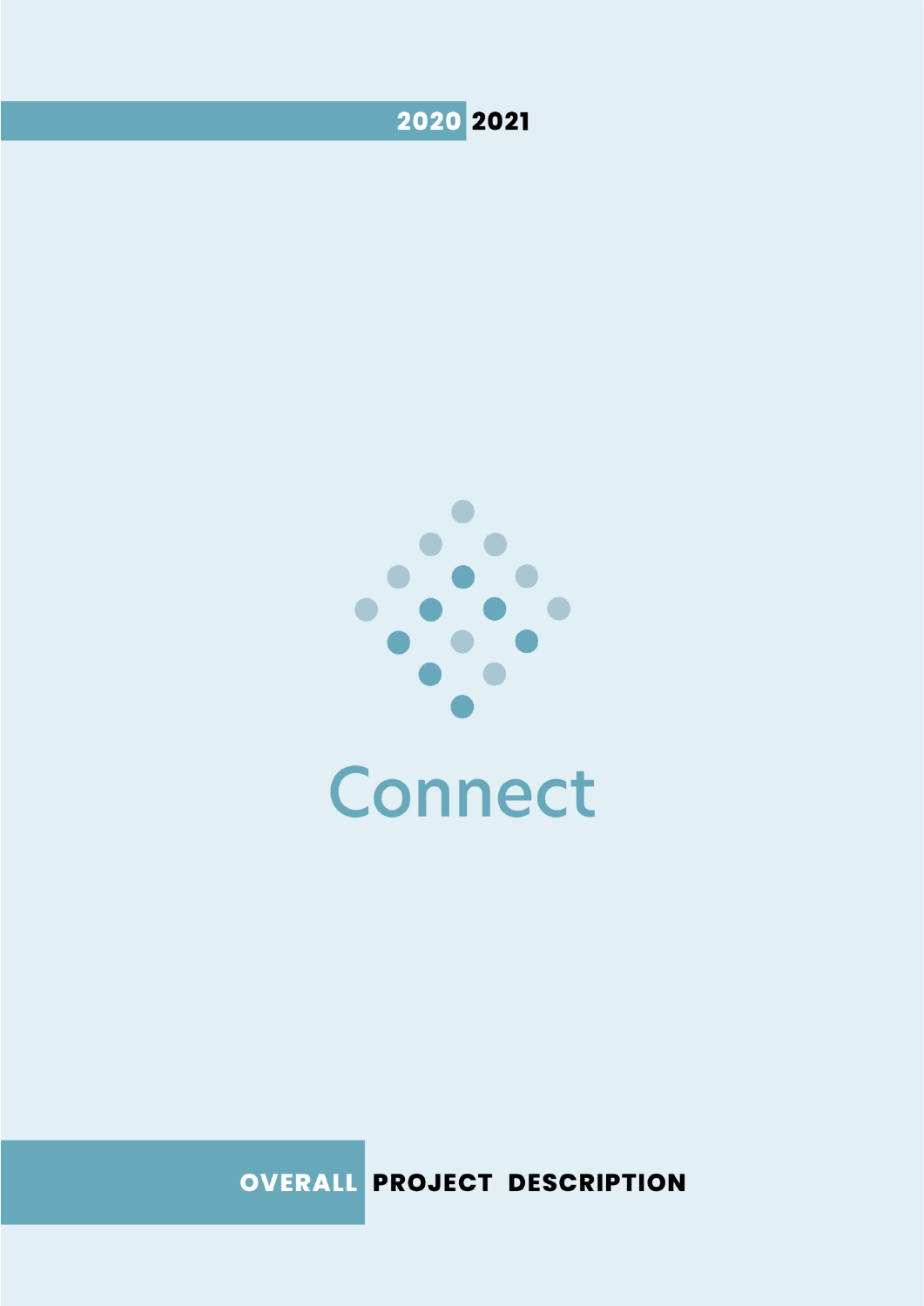2020 2021

# Connect

## OVERALL PROJECT DESCRIPTION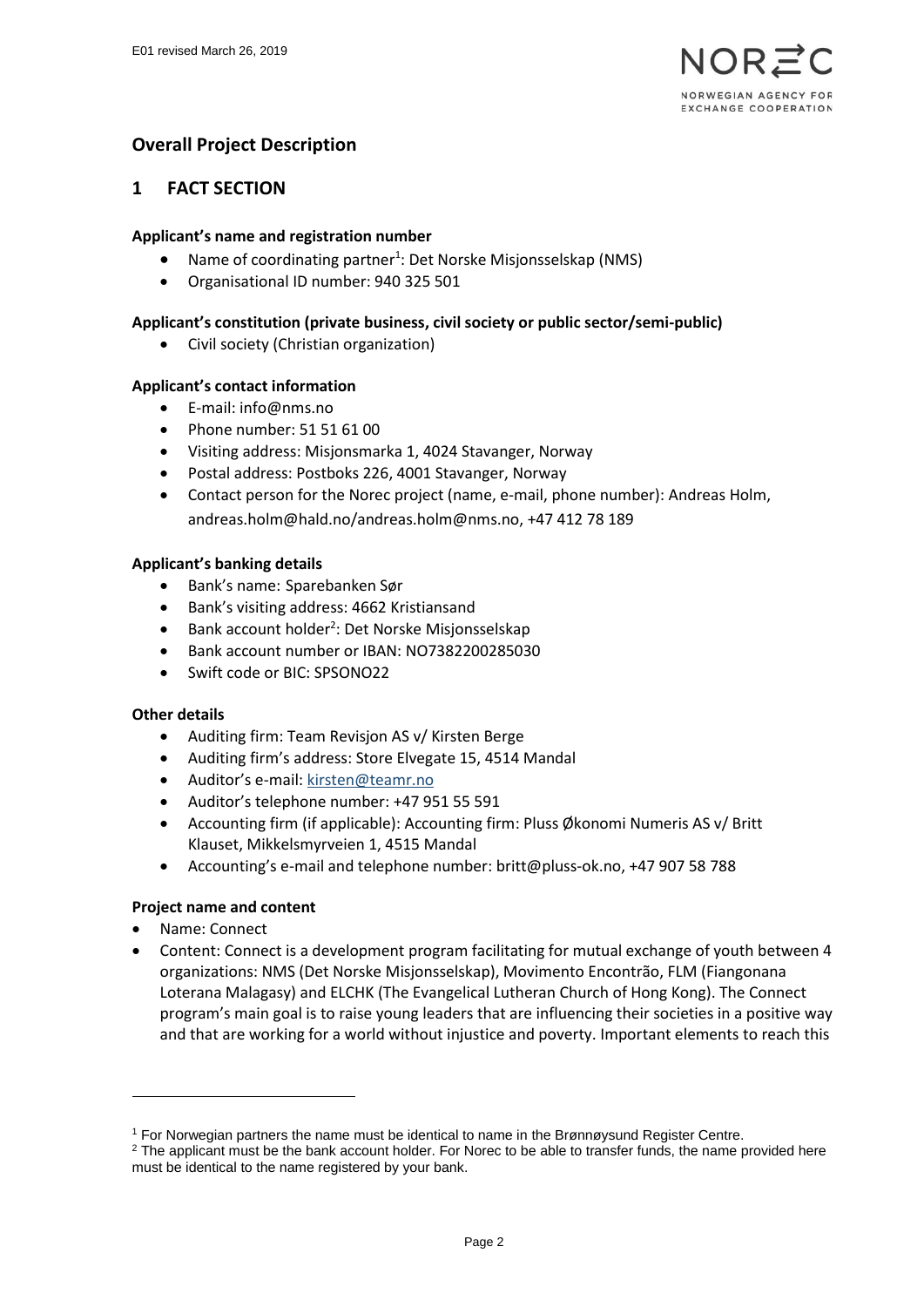## Overall Project Description

## 1 FACT SECTION

**Applicant's name and registration number**

- Name of coordinating partner[1]: Det Norske Misjonsselskap (NMS)
- Organisational ID number: 940 325 501

**Applicant's constitution (private business, civil society or public sector/semi-public)**

- Civil society (Christian organization)

**Applicant's contact information**

- E-mail: info@nms.no
- Phone number: 51 51 61 00
- Visiting address: Misjonsmarka 1, 4024 Stavanger, Norway
- Postal address: Postboks 226, 4001 Stavanger, Norway
- Contact person for the Norec project (name, e-mail, phone number): Andreas Holm, andreas.holm@hald.no/andreas.holm@nms.no, +47 412 78 189

**Applicant's banking details**

- Bank's name: Sparebanken Sør
- Bank's visiting address: 4662 Kristiansand
- Bank account holder[2]: Det Norske Misjonsselskap
- Bank account number or IBAN: NO7382200285030
- Swift code or BIC: SPSONO22

**Other details**

- Auditing firm: Team Revisjon AS v/ Kirsten Berge
- Auditing firm's address: Store Elvegate 15, 4514 Mandal
- Auditor's e-mail: kirsten@teamr.no
- Auditor's telephone number: +47 951 55 591
- Accounting firm (if applicable): Accounting firm: Pluss Økonomi Numeris AS v/ Britt Klauset, Mikkelsmyrveien 1, 4515 Mandal
- Accounting's e-mail and telephone number: britt@pluss-ok.no, +47 907 58 788

**Project name and content**

- Name: Connect
- Content: Connect is a development program facilitating for mutual exchange of youth between 4 organizations: NMS (Det Norske Misjonsselskap), Movimento Encontrão, FLM (Fiangonana Loterana Malagasy) and ELCHK (The Evangelical Lutheran Church of Hong Kong). The Connect program's main goal is to raise young leaders that are influencing their societies in a positive way and that are working for a world without injustice and poverty. Important elements to reach this

---

[1] For Norwegian partners the name must be identical to name in the Brønnøysund Register Centre.

[2] The applicant must be the bank account holder. For Norec to be able to transfer funds, the name provided here must be identical to the name registered by your bank.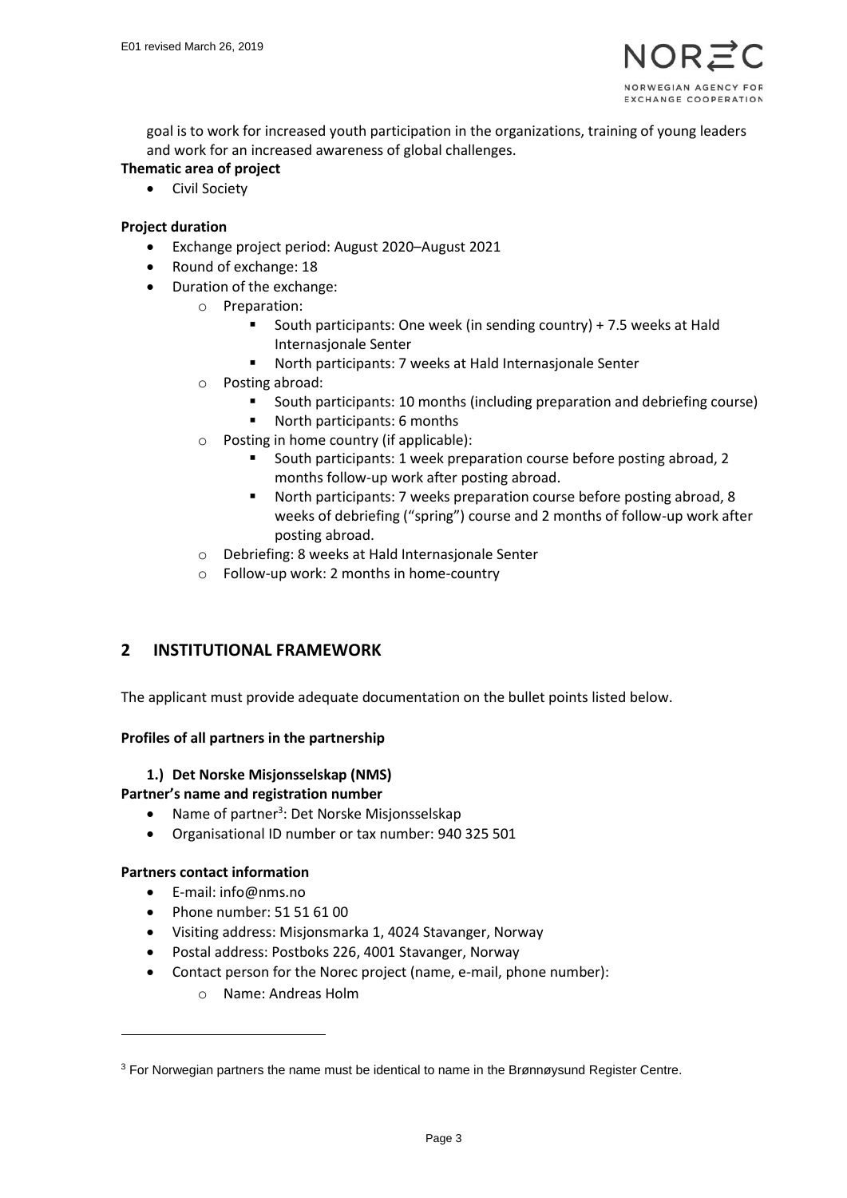goal is to work for increased youth participation in the organizations, training of young leaders and work for an increased awareness of global challenges.

**Thematic area of project**

- Civil Society

**Project duration**

- Exchange project period: August 2020–August 2021
- Round of exchange: 18
- Duration of the exchange:
  - Preparation:
    - South participants: One week (in sending country) + 7.5 weeks at Hald Internasjonale Senter
    - North participants: 7 weeks at Hald Internasjonale Senter
  - Posting abroad:
    - South participants: 10 months (including preparation and debriefing course)
    - North participants: 6 months
  - Posting in home country (if applicable):
    - South participants: 1 week preparation course before posting abroad, 2 months follow-up work after posting abroad.
    - North participants: 7 weeks preparation course before posting abroad, 8 weeks of debriefing ("spring") course and 2 months of follow-up work after posting abroad.
  - Debriefing: 8 weeks at Hald Internasjonale Senter
  - Follow-up work: 2 months in home-country

## 2 INSTITUTIONAL FRAMEWORK

The applicant must provide adequate documentation on the bullet points listed below.

**Profiles of all partners in the partnership**

**1.) Det Norske Misjonsselskap (NMS)**

**Partner's name and registration number**

- Name of partner[3]: Det Norske Misjonsselskap
- Organisational ID number or tax number: 940 325 501

**Partners contact information**

- E-mail: info@nms.no
- Phone number: 51 51 61 00
- Visiting address: Misjonsmarka 1, 4024 Stavanger, Norway
- Postal address: Postboks 226, 4001 Stavanger, Norway
- Contact person for the Norec project (name, e-mail, phone number):
  - Name: Andreas Holm

[3] For Norwegian partners the name must be identical to name in the Brønnøysund Register Centre.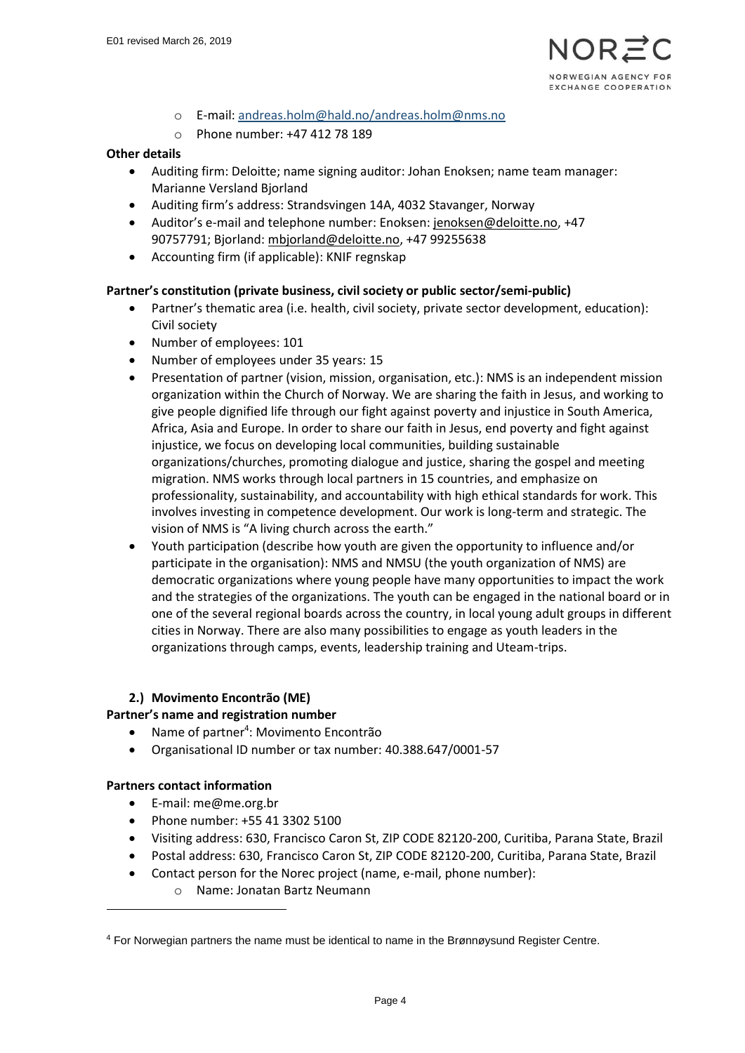- E-mail: andreas.holm@hald.no/andreas.holm@nms.no
  - Phone number: +47 412 78 189

**Other details**

- Auditing firm: Deloitte; name signing auditor: Johan Enoksen; name team manager: Marianne Versland Bjorland
- Auditing firm's address: Strandsvingen 14A, 4032 Stavanger, Norway
- Auditor's e-mail and telephone number: Enoksen: jenoksen@deloitte.no, +47 90757791; Bjorland: mbjorland@deloitte.no, +47 99255638
- Accounting firm (if applicable): KNIF regnskap

**Partner's constitution (private business, civil society or public sector/semi-public)**

- Partner's thematic area (i.e. health, civil society, private sector development, education): Civil society
- Number of employees: 101
- Number of employees under 35 years: 15
- Presentation of partner (vision, mission, organisation, etc.): NMS is an independent mission organization within the Church of Norway. We are sharing the faith in Jesus, and working to give people dignified life through our fight against poverty and injustice in South America, Africa, Asia and Europe. In order to share our faith in Jesus, end poverty and fight against injustice, we focus on developing local communities, building sustainable organizations/churches, promoting dialogue and justice, sharing the gospel and meeting migration. NMS works through local partners in 15 countries, and emphasize on professionality, sustainability, and accountability with high ethical standards for work. This involves investing in competence development. Our work is long-term and strategic. The vision of NMS is "A living church across the earth."
- Youth participation (describe how youth are given the opportunity to influence and/or participate in the organisation): NMS and NMSU (the youth organization of NMS) are democratic organizations where young people have many opportunities to impact the work and the strategies of the organizations. The youth can be engaged in the national board or in one of the several regional boards across the country, in local young adult groups in different cities in Norway. There are also many possibilities to engage as youth leaders in the organizations through camps, events, leadership training and Uteam-trips.

**2.) Movimento Encontrão (ME)**

**Partner's name and registration number**

- Name of partner[4]: Movimento Encontrão
- Organisational ID number or tax number: 40.388.647/0001-57

**Partners contact information**

- E-mail: me@me.org.br
- Phone number: +55 41 3302 5100
- Visiting address: 630, Francisco Caron St, ZIP CODE 82120-200, Curitiba, Parana State, Brazil
- Postal address: 630, Francisco Caron St, ZIP CODE 82120-200, Curitiba, Parana State, Brazil
- Contact person for the Norec project (name, e-mail, phone number):
  - Name: Jonatan Bartz Neumann

[4] For Norwegian partners the name must be identical to name in the Brønnøysund Register Centre.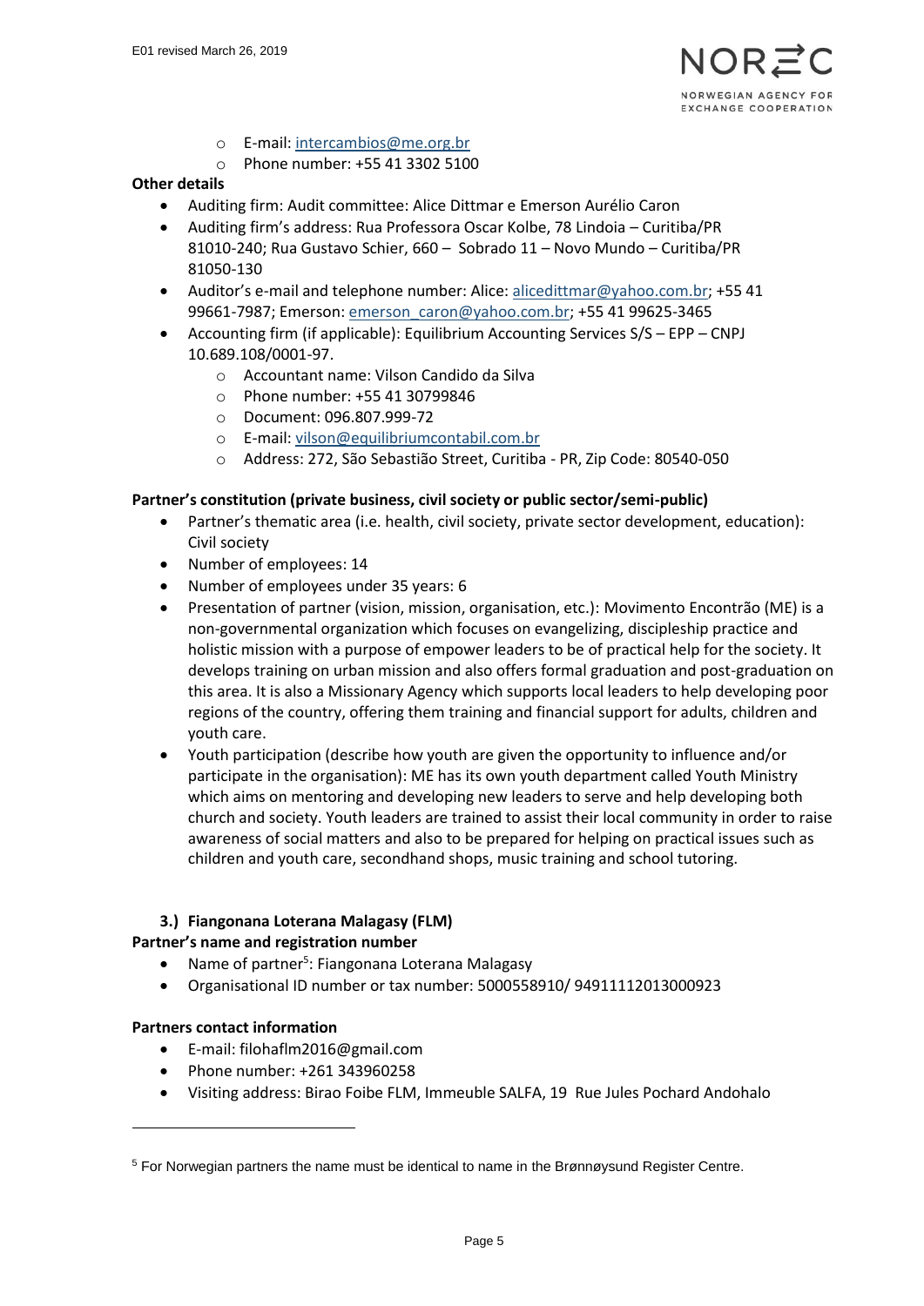- E-mail: intercambios@me.org.br
  - Phone number: +55 41 3302 5100

**Other details**

- Auditing firm: Audit committee: Alice Dittmar e Emerson Aurélio Caron
- Auditing firm's address: Rua Professora Oscar Kolbe, 78 Lindoia – Curitiba/PR 81010-240; Rua Gustavo Schier, 660 – Sobrado 11 – Novo Mundo – Curitiba/PR 81050-130
- Auditor's e-mail and telephone number: Alice: alicedittmar@yahoo.com.br; +55 41 99661-7987; Emerson: emerson_caron@yahoo.com.br; +55 41 99625-3465
- Accounting firm (if applicable): Equilibrium Accounting Services S/S – EPP – CNPJ 10.689.108/0001-97.
  - Accountant name: Vilson Candido da Silva
  - Phone number: +55 41 30799846
  - Document: 096.807.999-72
  - E-mail: vilson@equilibriumcontabil.com.br
  - Address: 272, São Sebastião Street, Curitiba - PR, Zip Code: 80540-050

**Partner's constitution (private business, civil society or public sector/semi-public)**

- Partner's thematic area (i.e. health, civil society, private sector development, education): Civil society
- Number of employees: 14
- Number of employees under 35 years: 6
- Presentation of partner (vision, mission, organisation, etc.): Movimento Encontrão (ME) is a non-governmental organization which focuses on evangelizing, discipleship practice and holistic mission with a purpose of empower leaders to be of practical help for the society. It develops training on urban mission and also offers formal graduation and post-graduation on this area. It is also a Missionary Agency which supports local leaders to help developing poor regions of the country, offering them training and financial support for adults, children and youth care.
- Youth participation (describe how youth are given the opportunity to influence and/or participate in the organisation): ME has its own youth department called Youth Ministry which aims on mentoring and developing new leaders to serve and help developing both church and society. Youth leaders are trained to assist their local community in order to raise awareness of social matters and also to be prepared for helping on practical issues such as children and youth care, secondhand shops, music training and school tutoring.

### 3.) Fiangonana Loterana Malagasy (FLM)

**Partner's name and registration number**

- Name of partner[5]: Fiangonana Loterana Malagasy
- Organisational ID number or tax number: 5000558910/ 94911112013000923

**Partners contact information**

- E-mail: filohaflm2016@gmail.com
- Phone number: +261 343960258
- Visiting address: Birao Foibe FLM, Immeuble SALFA, 19 Rue Jules Pochard Andohalo

---

[5] For Norwegian partners the name must be identical to name in the Brønnøysund Register Centre.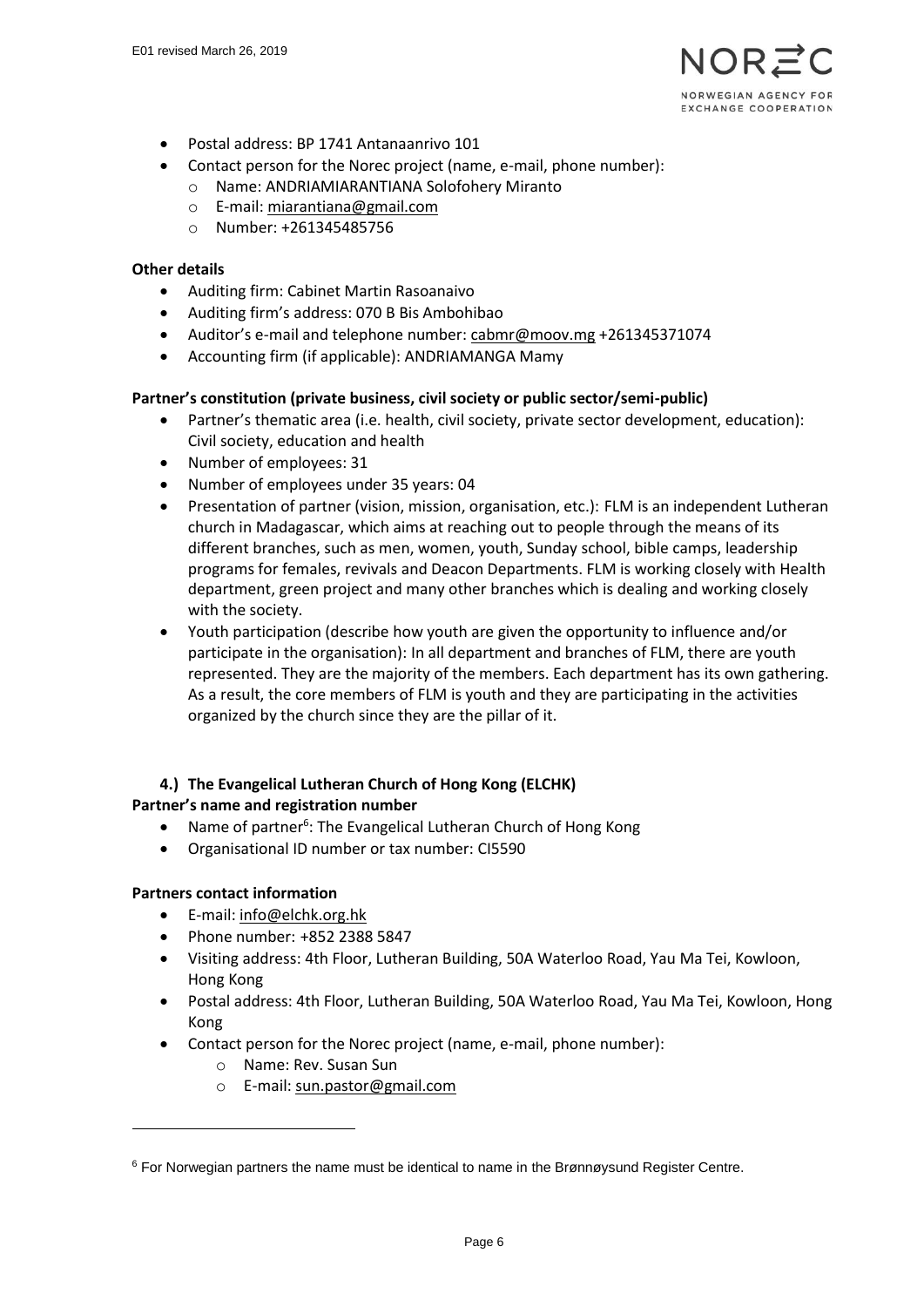- Postal address: BP 1741 Antanaanrivo 101
- Contact person for the Norec project (name, e-mail, phone number):
  - Name: ANDRIAMIARANTIANA Solofohery Miranto
  - E-mail: miarantiana@gmail.com
  - Number: +261345485756

**Other details**

- Auditing firm: Cabinet Martin Rasoanaivo
- Auditing firm's address: 070 B Bis Ambohibao
- Auditor's e-mail and telephone number: cabmr@moov.mg +261345371074
- Accounting firm (if applicable): ANDRIAMANGA Mamy

**Partner's constitution (private business, civil society or public sector/semi-public)**

- Partner's thematic area (i.e. health, civil society, private sector development, education): Civil society, education and health
- Number of employees: 31
- Number of employees under 35 years: 04
- Presentation of partner (vision, mission, organisation, etc.): FLM is an independent Lutheran church in Madagascar, which aims at reaching out to people through the means of its different branches, such as men, women, youth, Sunday school, bible camps, leadership programs for females, revivals and Deacon Departments. FLM is working closely with Health department, green project and many other branches which is dealing and working closely with the society.
- Youth participation (describe how youth are given the opportunity to influence and/or participate in the organisation): In all department and branches of FLM, there are youth represented. They are the majority of the members. Each department has its own gathering. As a result, the core members of FLM is youth and they are participating in the activities organized by the church since they are the pillar of it.

## 4.) The Evangelical Lutheran Church of Hong Kong (ELCHK)

**Partner's name and registration number**

- Name of partner[6]: The Evangelical Lutheran Church of Hong Kong
- Organisational ID number or tax number: CI5590

**Partners contact information**

- E-mail: info@elchk.org.hk
- Phone number: +852 2388 5847
- Visiting address: 4th Floor, Lutheran Building, 50A Waterloo Road, Yau Ma Tei, Kowloon, Hong Kong
- Postal address: 4th Floor, Lutheran Building, 50A Waterloo Road, Yau Ma Tei, Kowloon, Hong Kong
- Contact person for the Norec project (name, e-mail, phone number):
  - Name: Rev. Susan Sun
  - E-mail: sun.pastor@gmail.com

---

[6] For Norwegian partners the name must be identical to name in the Brønnøysund Register Centre.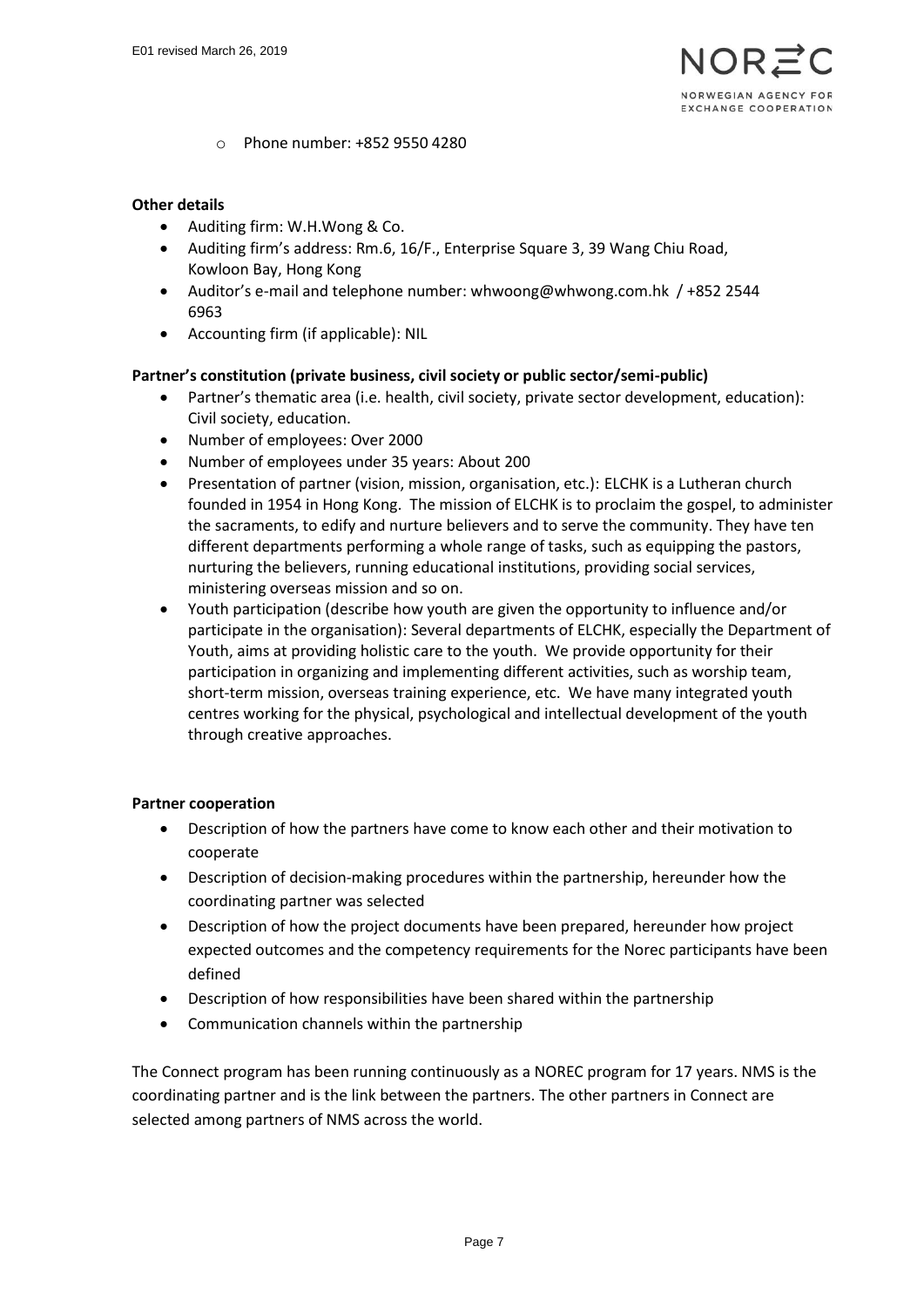- Phone number: +852 9550 4280

**Other details**

- Auditing firm: W.H.Wong & Co.
- Auditing firm's address: Rm.6, 16/F., Enterprise Square 3, 39 Wang Chiu Road, Kowloon Bay, Hong Kong
- Auditor's e-mail and telephone number: whwoong@whwong.com.hk / +852 2544 6963
- Accounting firm (if applicable): NIL

**Partner's constitution (private business, civil society or public sector/semi-public)**

- Partner's thematic area (i.e. health, civil society, private sector development, education): Civil society, education.
- Number of employees: Over 2000
- Number of employees under 35 years: About 200
- Presentation of partner (vision, mission, organisation, etc.): ELCHK is a Lutheran church founded in 1954 in Hong Kong. The mission of ELCHK is to proclaim the gospel, to administer the sacraments, to edify and nurture believers and to serve the community. They have ten different departments performing a whole range of tasks, such as equipping the pastors, nurturing the believers, running educational institutions, providing social services, ministering overseas mission and so on.
- Youth participation (describe how youth are given the opportunity to influence and/or participate in the organisation): Several departments of ELCHK, especially the Department of Youth, aims at providing holistic care to the youth. We provide opportunity for their participation in organizing and implementing different activities, such as worship team, short-term mission, overseas training experience, etc. We have many integrated youth centres working for the physical, psychological and intellectual development of the youth through creative approaches.

**Partner cooperation**

- Description of how the partners have come to know each other and their motivation to cooperate
- Description of decision-making procedures within the partnership, hereunder how the coordinating partner was selected
- Description of how the project documents have been prepared, hereunder how project expected outcomes and the competency requirements for the Norec participants have been defined
- Description of how responsibilities have been shared within the partnership
- Communication channels within the partnership

The Connect program has been running continuously as a NOREC program for 17 years. NMS is the coordinating partner and is the link between the partners. The other partners in Connect are selected among partners of NMS across the world.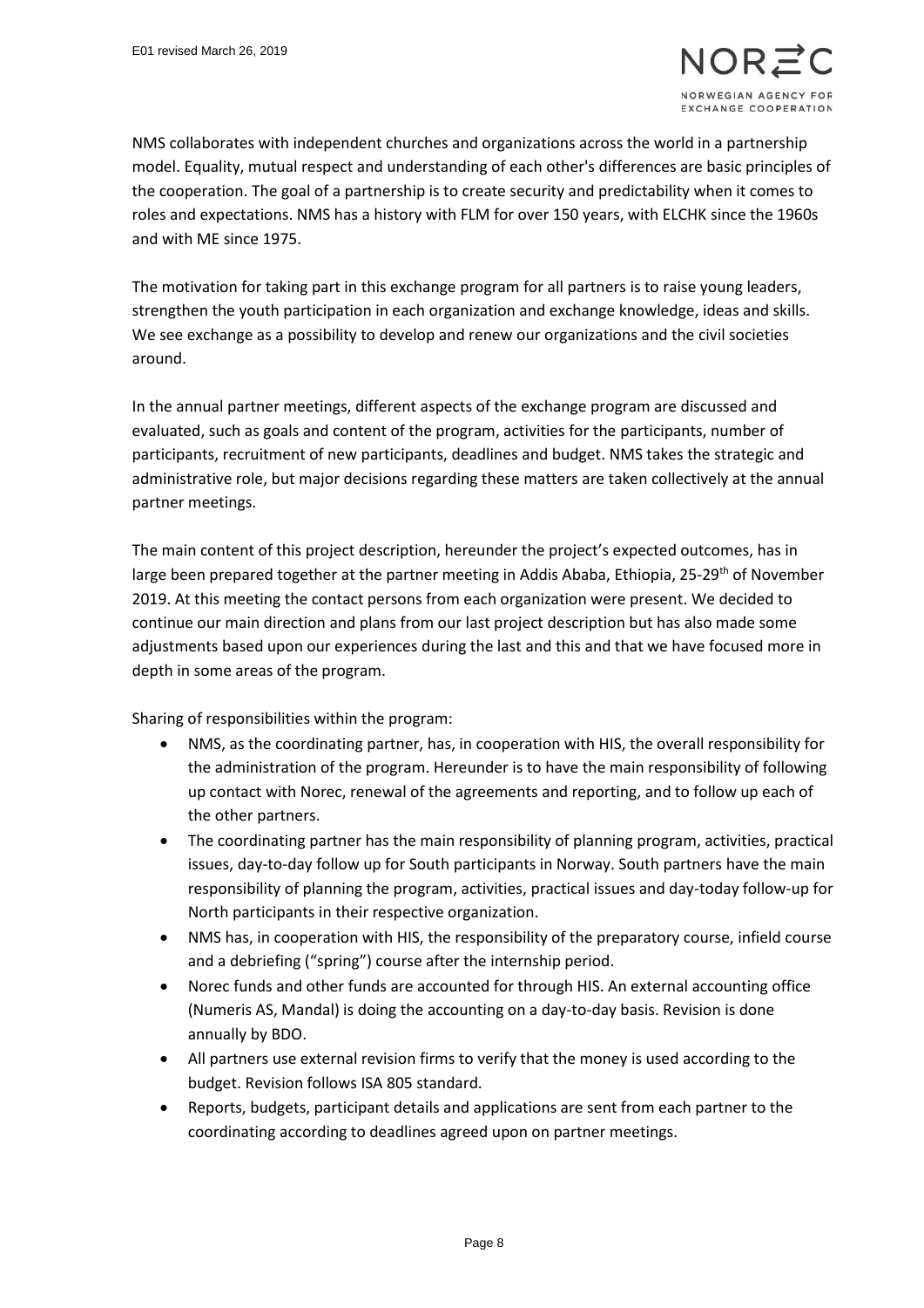NMS collaborates with independent churches and organizations across the world in a partnership model. Equality, mutual respect and understanding of each other's differences are basic principles of the cooperation. The goal of a partnership is to create security and predictability when it comes to roles and expectations. NMS has a history with FLM for over 150 years, with ELCHK since the 1960s and with ME since 1975.

The motivation for taking part in this exchange program for all partners is to raise young leaders, strengthen the youth participation in each organization and exchange knowledge, ideas and skills. We see exchange as a possibility to develop and renew our organizations and the civil societies around.

In the annual partner meetings, different aspects of the exchange program are discussed and evaluated, such as goals and content of the program, activities for the participants, number of participants, recruitment of new participants, deadlines and budget. NMS takes the strategic and administrative role, but major decisions regarding these matters are taken collectively at the annual partner meetings.

The main content of this project description, hereunder the project's expected outcomes, has in large been prepared together at the partner meeting in Addis Ababa, Ethiopia, 25-29th of November 2019. At this meeting the contact persons from each organization were present. We decided to continue our main direction and plans from our last project description but has also made some adjustments based upon our experiences during the last and this and that we have focused more in depth in some areas of the program.

Sharing of responsibilities within the program:

- NMS, as the coordinating partner, has, in cooperation with HIS, the overall responsibility for the administration of the program. Hereunder is to have the main responsibility of following up contact with Norec, renewal of the agreements and reporting, and to follow up each of the other partners.
- The coordinating partner has the main responsibility of planning program, activities, practical issues, day-to-day follow up for South participants in Norway. South partners have the main responsibility of planning the program, activities, practical issues and day-today follow-up for North participants in their respective organization.
- NMS has, in cooperation with HIS, the responsibility of the preparatory course, infield course and a debriefing ("spring") course after the internship period.
- Norec funds and other funds are accounted for through HIS. An external accounting office (Numeris AS, Mandal) is doing the accounting on a day-to-day basis. Revision is done annually by BDO.
- All partners use external revision firms to verify that the money is used according to the budget. Revision follows ISA 805 standard.
- Reports, budgets, participant details and applications are sent from each partner to the coordinating according to deadlines agreed upon on partner meetings.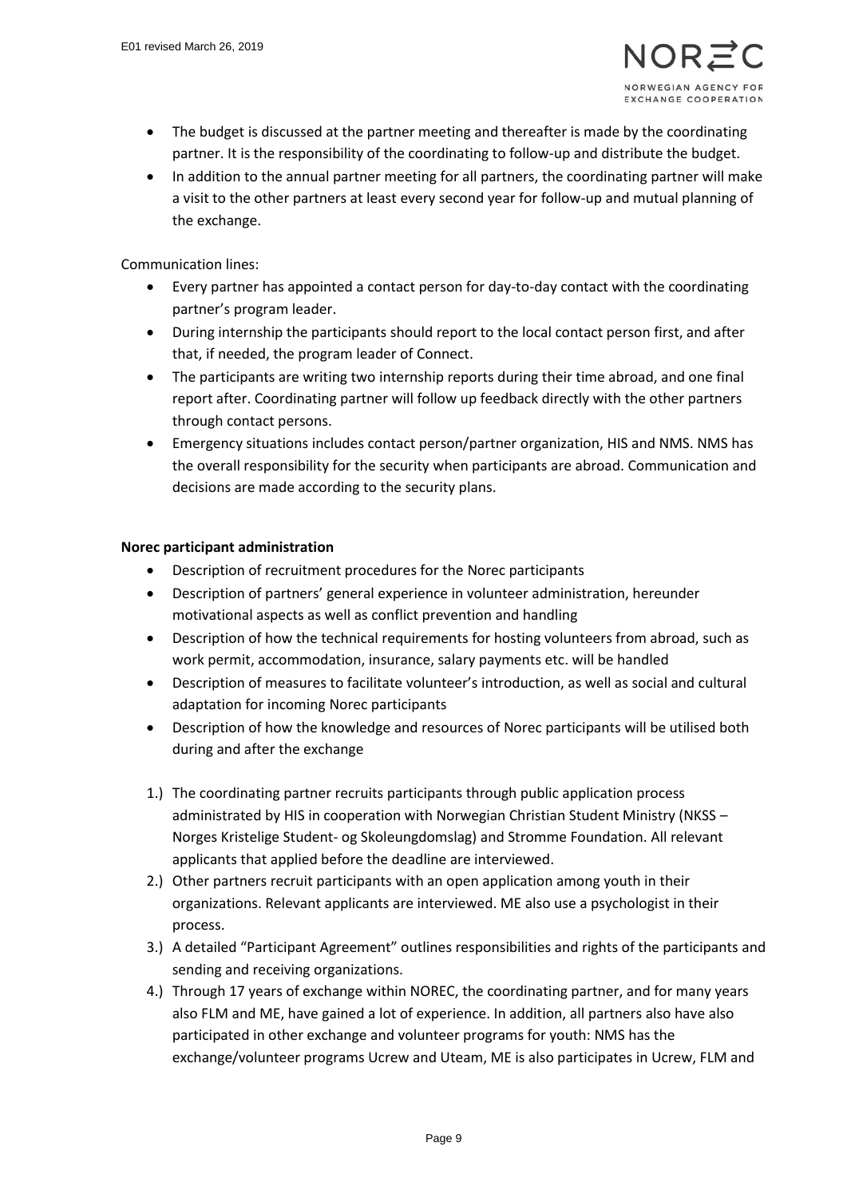- The budget is discussed at the partner meeting and thereafter is made by the coordinating partner. It is the responsibility of the coordinating to follow-up and distribute the budget.
- In addition to the annual partner meeting for all partners, the coordinating partner will make a visit to the other partners at least every second year for follow-up and mutual planning of the exchange.

Communication lines:

- Every partner has appointed a contact person for day-to-day contact with the coordinating partner's program leader.
- During internship the participants should report to the local contact person first, and after that, if needed, the program leader of Connect.
- The participants are writing two internship reports during their time abroad, and one final report after. Coordinating partner will follow up feedback directly with the other partners through contact persons.
- Emergency situations includes contact person/partner organization, HIS and NMS. NMS has the overall responsibility for the security when participants are abroad. Communication and decisions are made according to the security plans.

**Norec participant administration**

- Description of recruitment procedures for the Norec participants
- Description of partners' general experience in volunteer administration, hereunder motivational aspects as well as conflict prevention and handling
- Description of how the technical requirements for hosting volunteers from abroad, such as work permit, accommodation, insurance, salary payments etc. will be handled
- Description of measures to facilitate volunteer's introduction, as well as social and cultural adaptation for incoming Norec participants
- Description of how the knowledge and resources of Norec participants will be utilised both during and after the exchange

1.) The coordinating partner recruits participants through public application process administrated by HIS in cooperation with Norwegian Christian Student Ministry (NKSS – Norges Kristelige Student- og Skoleungdomslag) and Stromme Foundation. All relevant applicants that applied before the deadline are interviewed.
2.) Other partners recruit participants with an open application among youth in their organizations. Relevant applicants are interviewed. ME also use a psychologist in their process.
3.) A detailed "Participant Agreement" outlines responsibilities and rights of the participants and sending and receiving organizations.
4.) Through 17 years of exchange within NOREC, the coordinating partner, and for many years also FLM and ME, have gained a lot of experience. In addition, all partners also have also participated in other exchange and volunteer programs for youth: NMS has the exchange/volunteer programs Ucrew and Uteam, ME is also participates in Ucrew, FLM and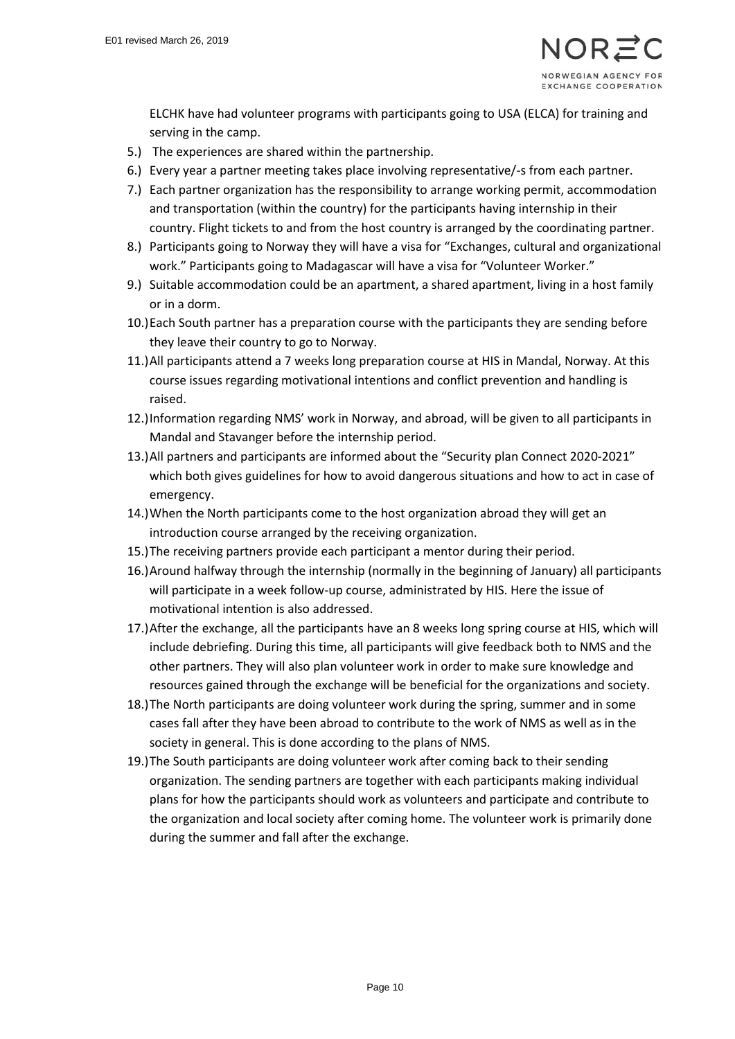ELCHK have had volunteer programs with participants going to USA (ELCA) for training and serving in the camp.

5.) The experiences are shared within the partnership.
6.) Every year a partner meeting takes place involving representative/-s from each partner.
7.) Each partner organization has the responsibility to arrange working permit, accommodation and transportation (within the country) for the participants having internship in their country. Flight tickets to and from the host country is arranged by the coordinating partner.
8.) Participants going to Norway they will have a visa for "Exchanges, cultural and organizational work." Participants going to Madagascar will have a visa for "Volunteer Worker."
9.) Suitable accommodation could be an apartment, a shared apartment, living in a host family or in a dorm.
10.) Each South partner has a preparation course with the participants they are sending before they leave their country to go to Norway.
11.) All participants attend a 7 weeks long preparation course at HIS in Mandal, Norway. At this course issues regarding motivational intentions and conflict prevention and handling is raised.
12.) Information regarding NMS' work in Norway, and abroad, will be given to all participants in Mandal and Stavanger before the internship period.
13.) All partners and participants are informed about the "Security plan Connect 2020-2021" which both gives guidelines for how to avoid dangerous situations and how to act in case of emergency.
14.) When the North participants come to the host organization abroad they will get an introduction course arranged by the receiving organization.
15.) The receiving partners provide each participant a mentor during their period.
16.) Around halfway through the internship (normally in the beginning of January) all participants will participate in a week follow-up course, administrated by HIS. Here the issue of motivational intention is also addressed.
17.) After the exchange, all the participants have an 8 weeks long spring course at HIS, which will include debriefing. During this time, all participants will give feedback both to NMS and the other partners. They will also plan volunteer work in order to make sure knowledge and resources gained through the exchange will be beneficial for the organizations and society.
18.) The North participants are doing volunteer work during the spring, summer and in some cases fall after they have been abroad to contribute to the work of NMS as well as in the society in general. This is done according to the plans of NMS.
19.) The South participants are doing volunteer work after coming back to their sending organization. The sending partners are together with each participants making individual plans for how the participants should work as volunteers and participate and contribute to the organization and local society after coming home. The volunteer work is primarily done during the summer and fall after the exchange.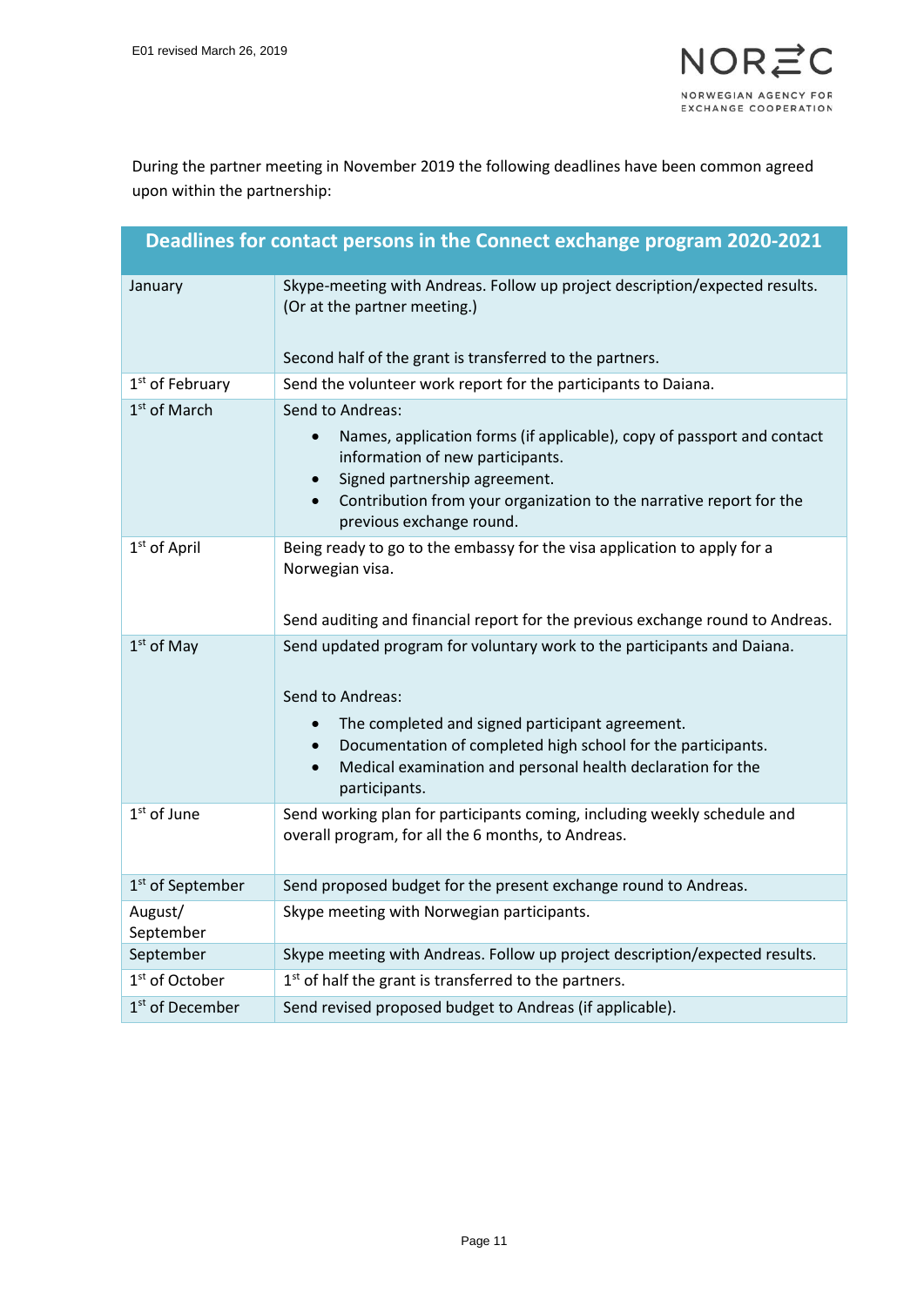During the partner meeting in November 2019 the following deadlines have been common agreed upon within the partnership:

| Deadlines for contact persons in the Connect exchange program 2020-2021 | |
|---|---|
| January | Skype-meeting with Andreas. Follow up project description/expected results. (Or at the partner meeting.)<br><br>Second half of the grant is transferred to the partners. |
| 1st of February | Send the volunteer work report for the participants to Daiana. |
| 1st of March | Send to Andreas:<br>• Names, application forms (if applicable), copy of passport and contact information of new participants.<br>• Signed partnership agreement.<br>• Contribution from your organization to the narrative report for the previous exchange round. |
| 1st of April | Being ready to go to the embassy for the visa application to apply for a Norwegian visa.<br><br>Send auditing and financial report for the previous exchange round to Andreas. |
| 1st of May | Send updated program for voluntary work to the participants and Daiana.<br><br>Send to Andreas:<br>• The completed and signed participant agreement.<br>• Documentation of completed high school for the participants.<br>• Medical examination and personal health declaration for the participants. |
| 1st of June | Send working plan for participants coming, including weekly schedule and overall program, for all the 6 months, to Andreas. |
| 1st of September | Send proposed budget for the present exchange round to Andreas. |
| August/ September | Skype meeting with Norwegian participants. |
| September | Skype meeting with Andreas. Follow up project description/expected results. |
| 1st of October | 1st of half the grant is transferred to the partners. |
| 1st of December | Send revised proposed budget to Andreas (if applicable). |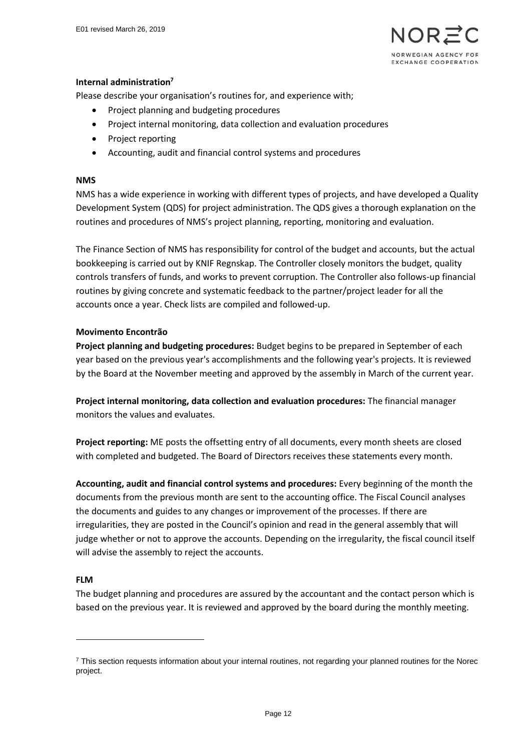**Internal administration[7]**

Please describe your organisation's routines for, and experience with;

- Project planning and budgeting procedures
- Project internal monitoring, data collection and evaluation procedures
- Project reporting
- Accounting, audit and financial control systems and procedures

**NMS**

NMS has a wide experience in working with different types of projects, and have developed a Quality Development System (QDS) for project administration. The QDS gives a thorough explanation on the routines and procedures of NMS's project planning, reporting, monitoring and evaluation.

The Finance Section of NMS has responsibility for control of the budget and accounts, but the actual bookkeeping is carried out by KNIF Regnskap. The Controller closely monitors the budget, quality controls transfers of funds, and works to prevent corruption. The Controller also follows-up financial routines by giving concrete and systematic feedback to the partner/project leader for all the accounts once a year. Check lists are compiled and followed-up.

**Movimento Encontrão**

**Project planning and budgeting procedures:** Budget begins to be prepared in September of each year based on the previous year's accomplishments and the following year's projects. It is reviewed by the Board at the November meeting and approved by the assembly in March of the current year.

**Project internal monitoring, data collection and evaluation procedures:** The financial manager monitors the values and evaluates.

**Project reporting:** ME posts the offsetting entry of all documents, every month sheets are closed with completed and budgeted. The Board of Directors receives these statements every month.

**Accounting, audit and financial control systems and procedures:** Every beginning of the month the documents from the previous month are sent to the accounting office. The Fiscal Council analyses the documents and guides to any changes or improvement of the processes. If there are irregularities, they are posted in the Council's opinion and read in the general assembly that will judge whether or not to approve the accounts. Depending on the irregularity, the fiscal council itself will advise the assembly to reject the accounts.

**FLM**

The budget planning and procedures are assured by the accountant and the contact person which is based on the previous year. It is reviewed and approved by the board during the monthly meeting.

---

[7] This section requests information about your internal routines, not regarding your planned routines for the Norec project.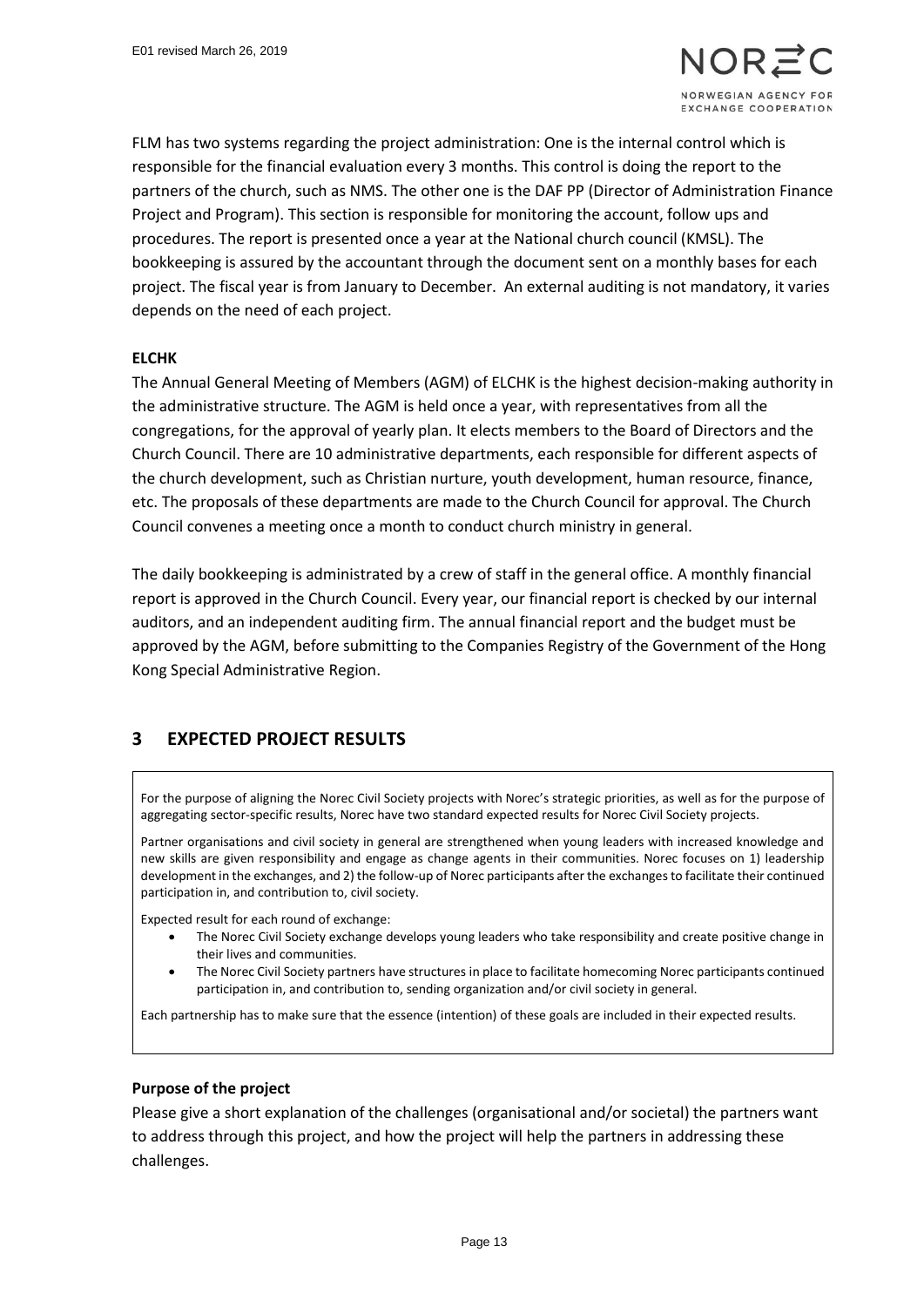FLM has two systems regarding the project administration: One is the internal control which is responsible for the financial evaluation every 3 months. This control is doing the report to the partners of the church, such as NMS. The other one is the DAF PP (Director of Administration Finance Project and Program). This section is responsible for monitoring the account, follow ups and procedures. The report is presented once a year at the National church council (KMSL). The bookkeeping is assured by the accountant through the document sent on a monthly bases for each project. The fiscal year is from January to December. An external auditing is not mandatory, it varies depends on the need of each project.

**ELCHK**

The Annual General Meeting of Members (AGM) of ELCHK is the highest decision-making authority in the administrative structure. The AGM is held once a year, with representatives from all the congregations, for the approval of yearly plan. It elects members to the Board of Directors and the Church Council. There are 10 administrative departments, each responsible for different aspects of the church development, such as Christian nurture, youth development, human resource, finance, etc. The proposals of these departments are made to the Church Council for approval. The Church Council convenes a meeting once a month to conduct church ministry in general.

The daily bookkeeping is administrated by a crew of staff in the general office. A monthly financial report is approved in the Church Council. Every year, our financial report is checked by our internal auditors, and an independent auditing firm. The annual financial report and the budget must be approved by the AGM, before submitting to the Companies Registry of the Government of the Hong Kong Special Administrative Region.

## 3 EXPECTED PROJECT RESULTS

For the purpose of aligning the Norec Civil Society projects with Norec's strategic priorities, as well as for the purpose of aggregating sector-specific results, Norec have two standard expected results for Norec Civil Society projects.

Partner organisations and civil society in general are strengthened when young leaders with increased knowledge and new skills are given responsibility and engage as change agents in their communities. Norec focuses on 1) leadership development in the exchanges, and 2) the follow-up of Norec participants after the exchanges to facilitate their continued participation in, and contribution to, civil society.

Expected result for each round of exchange:

- The Norec Civil Society exchange develops young leaders who take responsibility and create positive change in their lives and communities.
- The Norec Civil Society partners have structures in place to facilitate homecoming Norec participants continued participation in, and contribution to, sending organization and/or civil society in general.

Each partnership has to make sure that the essence (intention) of these goals are included in their expected results.

**Purpose of the project**

Please give a short explanation of the challenges (organisational and/or societal) the partners want to address through this project, and how the project will help the partners in addressing these challenges.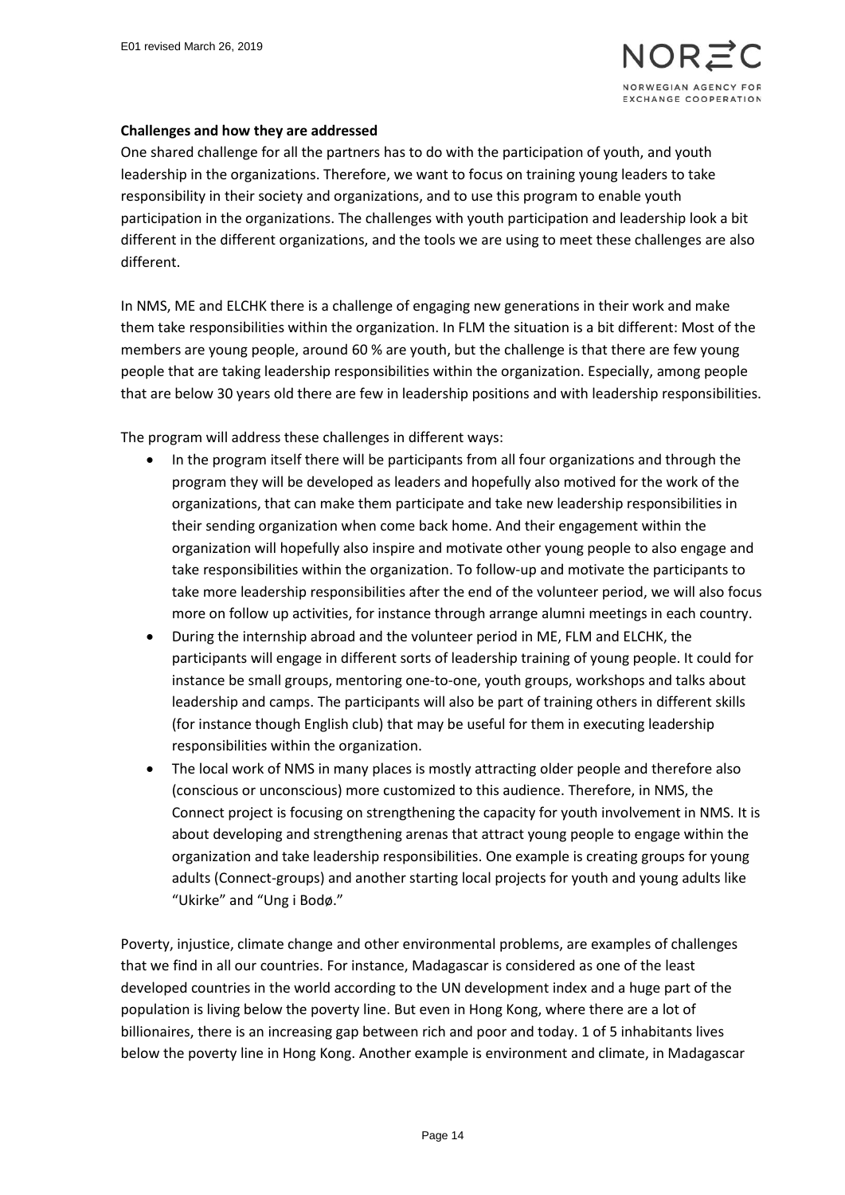**Challenges and how they are addressed**

One shared challenge for all the partners has to do with the participation of youth, and youth leadership in the organizations. Therefore, we want to focus on training young leaders to take responsibility in their society and organizations, and to use this program to enable youth participation in the organizations. The challenges with youth participation and leadership look a bit different in the different organizations, and the tools we are using to meet these challenges are also different.

In NMS, ME and ELCHK there is a challenge of engaging new generations in their work and make them take responsibilities within the organization. In FLM the situation is a bit different: Most of the members are young people, around 60 % are youth, but the challenge is that there are few young people that are taking leadership responsibilities within the organization. Especially, among people that are below 30 years old there are few in leadership positions and with leadership responsibilities.

The program will address these challenges in different ways:

- In the program itself there will be participants from all four organizations and through the program they will be developed as leaders and hopefully also motived for the work of the organizations, that can make them participate and take new leadership responsibilities in their sending organization when come back home. And their engagement within the organization will hopefully also inspire and motivate other young people to also engage and take responsibilities within the organization. To follow-up and motivate the participants to take more leadership responsibilities after the end of the volunteer period, we will also focus more on follow up activities, for instance through arrange alumni meetings in each country.
- During the internship abroad and the volunteer period in ME, FLM and ELCHK, the participants will engage in different sorts of leadership training of young people. It could for instance be small groups, mentoring one-to-one, youth groups, workshops and talks about leadership and camps. The participants will also be part of training others in different skills (for instance though English club) that may be useful for them in executing leadership responsibilities within the organization.
- The local work of NMS in many places is mostly attracting older people and therefore also (conscious or unconscious) more customized to this audience. Therefore, in NMS, the Connect project is focusing on strengthening the capacity for youth involvement in NMS. It is about developing and strengthening arenas that attract young people to engage within the organization and take leadership responsibilities. One example is creating groups for young adults (Connect-groups) and another starting local projects for youth and young adults like "Ukirke" and "Ung i Bodø."

Poverty, injustice, climate change and other environmental problems, are examples of challenges that we find in all our countries. For instance, Madagascar is considered as one of the least developed countries in the world according to the UN development index and a huge part of the population is living below the poverty line. But even in Hong Kong, where there are a lot of billionaires, there is an increasing gap between rich and poor and today. 1 of 5 inhabitants lives below the poverty line in Hong Kong. Another example is environment and climate, in Madagascar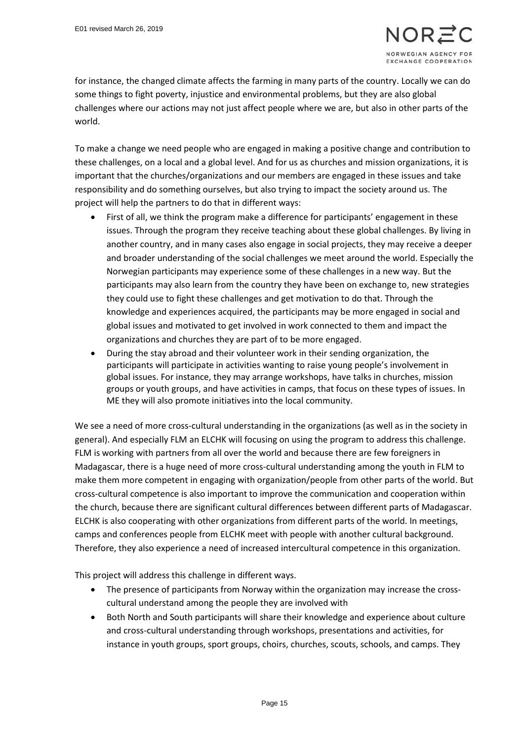for instance, the changed climate affects the farming in many parts of the country. Locally we can do some things to fight poverty, injustice and environmental problems, but they are also global challenges where our actions may not just affect people where we are, but also in other parts of the world.

To make a change we need people who are engaged in making a positive change and contribution to these challenges, on a local and a global level. And for us as churches and mission organizations, it is important that the churches/organizations and our members are engaged in these issues and take responsibility and do something ourselves, but also trying to impact the society around us. The project will help the partners to do that in different ways:

- First of all, we think the program make a difference for participants' engagement in these issues. Through the program they receive teaching about these global challenges. By living in another country, and in many cases also engage in social projects, they may receive a deeper and broader understanding of the social challenges we meet around the world. Especially the Norwegian participants may experience some of these challenges in a new way. But the participants may also learn from the country they have been on exchange to, new strategies they could use to fight these challenges and get motivation to do that. Through the knowledge and experiences acquired, the participants may be more engaged in social and global issues and motivated to get involved in work connected to them and impact the organizations and churches they are part of to be more engaged.
- During the stay abroad and their volunteer work in their sending organization, the participants will participate in activities wanting to raise young people's involvement in global issues. For instance, they may arrange workshops, have talks in churches, mission groups or youth groups, and have activities in camps, that focus on these types of issues. In ME they will also promote initiatives into the local community.

We see a need of more cross-cultural understanding in the organizations (as well as in the society in general). And especially FLM an ELCHK will focusing on using the program to address this challenge. FLM is working with partners from all over the world and because there are few foreigners in Madagascar, there is a huge need of more cross-cultural understanding among the youth in FLM to make them more competent in engaging with organization/people from other parts of the world. But cross-cultural competence is also important to improve the communication and cooperation within the church, because there are significant cultural differences between different parts of Madagascar. ELCHK is also cooperating with other organizations from different parts of the world. In meetings, camps and conferences people from ELCHK meet with people with another cultural background. Therefore, they also experience a need of increased intercultural competence in this organization.

This project will address this challenge in different ways.

- The presence of participants from Norway within the organization may increase the cross-cultural understand among the people they are involved with
- Both North and South participants will share their knowledge and experience about culture and cross-cultural understanding through workshops, presentations and activities, for instance in youth groups, sport groups, choirs, churches, scouts, schools, and camps. They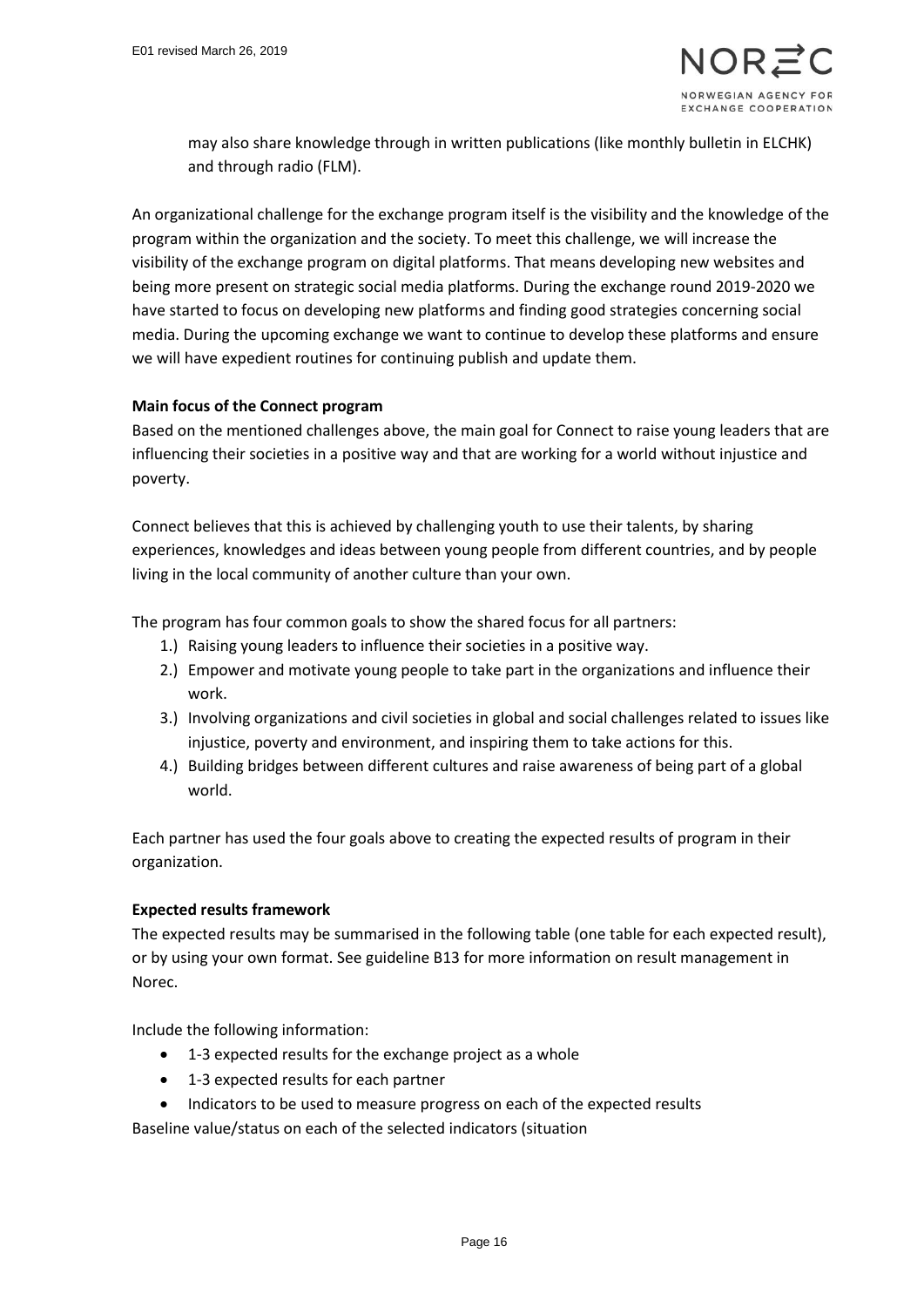may also share knowledge through in written publications (like monthly bulletin in ELCHK) and through radio (FLM).

An organizational challenge for the exchange program itself is the visibility and the knowledge of the program within the organization and the society. To meet this challenge, we will increase the visibility of the exchange program on digital platforms. That means developing new websites and being more present on strategic social media platforms. During the exchange round 2019-2020 we have started to focus on developing new platforms and finding good strategies concerning social media. During the upcoming exchange we want to continue to develop these platforms and ensure we will have expedient routines for continuing publish and update them.

**Main focus of the Connect program**

Based on the mentioned challenges above, the main goal for Connect to raise young leaders that are influencing their societies in a positive way and that are working for a world without injustice and poverty.

Connect believes that this is achieved by challenging youth to use their talents, by sharing experiences, knowledges and ideas between young people from different countries, and by people living in the local community of another culture than your own.

The program has four common goals to show the shared focus for all partners:

1.) Raising young leaders to influence their societies in a positive way.
2.) Empower and motivate young people to take part in the organizations and influence their work.
3.) Involving organizations and civil societies in global and social challenges related to issues like injustice, poverty and environment, and inspiring them to take actions for this.
4.) Building bridges between different cultures and raise awareness of being part of a global world.

Each partner has used the four goals above to creating the expected results of program in their organization.

**Expected results framework**

The expected results may be summarised in the following table (one table for each expected result), or by using your own format. See guideline B13 for more information on result management in Norec.

Include the following information:

- 1-3 expected results for the exchange project as a whole
- 1-3 expected results for each partner
- Indicators to be used to measure progress on each of the expected results

Baseline value/status on each of the selected indicators (situation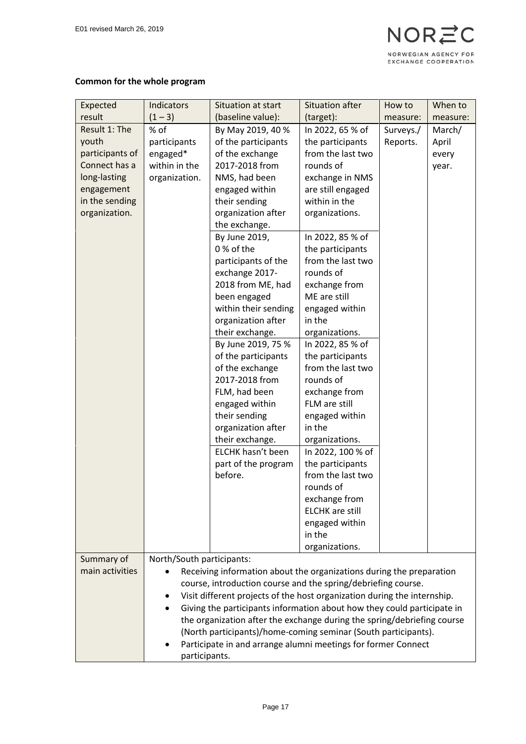**Common for the whole program**

| Expected result | Indicators (1 – 3) | Situation at start (baseline value): | Situation after (target): | How to measure: | When to measure: |
|---|---|---|---|---|---|
| Result 1: The youth participants of Connect has a long-lasting engagement in the sending organization. | % of participants engaged* within in the organization. | By May 2019, 40 % of the participants of the exchange 2017-2018 from NMS, had been engaged within their sending organization after the exchange. | In 2022, 65 % of the participants from the last two rounds of exchange in NMS are still engaged within in the organizations. | Surveys./ Reports. | March/ April every year. |
| | | By June 2019, 0 % of the participants of the exchange 2017-2018 from ME, had been engaged within their sending organization after their exchange. | In 2022, 85 % of the participants from the last two rounds of exchange from ME are still engaged within in the organizations. | | |
| | | By June 2019, 75 % of the participants of the exchange 2017-2018 from FLM, had been engaged within their sending organization after their exchange. | In 2022, 85 % of the participants from the last two rounds of exchange from FLM are still engaged within in the organizations. | | |
| | | ELCHK hasn't been part of the program before. | In 2022, 100 % of the participants from the last two rounds of exchange from ELCHK are still engaged within in the organizations. | | |
| Summary of main activities | North/South participants:<br>• Receiving information about the organizations during the preparation course, introduction course and the spring/debriefing course.<br>• Visit different projects of the host organization during the internship.<br>• Giving the participants information about how they could participate in the organization after the exchange during the spring/debriefing course (North participants)/home-coming seminar (South participants).<br>• Participate in and arrange alumni meetings for former Connect participants. | | | | |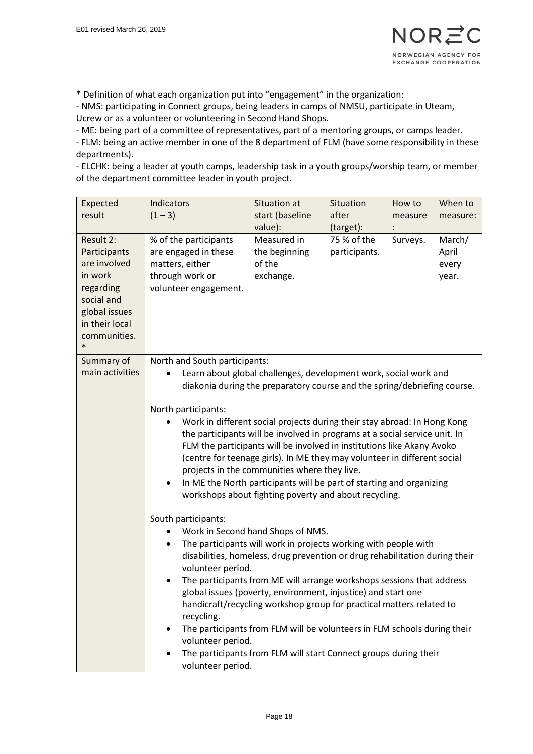* Definition of what each organization put into "engagement" in the organization:
- NMS: participating in Connect groups, being leaders in camps of NMSU, participate in Uteam, Ucrew or as a volunteer or volunteering in Second Hand Shops.
- ME: being part of a committee of representatives, part of a mentoring groups, or camps leader.
- FLM: being an active member in one of the 8 department of FLM (have some responsibility in these departments).
- ELCHK: being a leader at youth camps, leadership task in a youth groups/worship team, or member of the department committee leader in youth project.

| Expected result | Indicators (1 – 3) | Situation at start (baseline value): | Situation after (target): | How to measure: | When to measure: |
|---|---|---|---|---|---|
| Result 2: Participants are involved in work regarding social and global issues in their local communities. * | % of the participants are engaged in these matters, either through work or volunteer engagement. | Measured in the beginning of the exchange. | 75 % of the participants. | Surveys. | March/ April every year. |
| Summary of main activities | North and South participants:<br>• Learn about global challenges, development work, social work and diakonia during the preparatory course and the spring/debriefing course.<br><br>North participants:<br>• Work in different social projects during their stay abroad: In Hong Kong the participants will be involved in programs at a social service unit. In FLM the participants will be involved in institutions like Akany Avoko (centre for teenage girls). In ME they may volunteer in different social projects in the communities where they live.<br>• In ME the North participants will be part of starting and organizing workshops about fighting poverty and about recycling.<br><br>South participants:<br>• Work in Second hand Shops of NMS.<br>• The participants will work in projects working with people with disabilities, homeless, drug prevention or drug rehabilitation during their volunteer period.<br>• The participants from ME will arrange workshops sessions that address global issues (poverty, environment, injustice) and start one handicraft/recycling workshop group for practical matters related to recycling.<br>• The participants from FLM will be volunteers in FLM schools during their volunteer period.<br>• The participants from FLM will start Connect groups during their volunteer period. | | | | |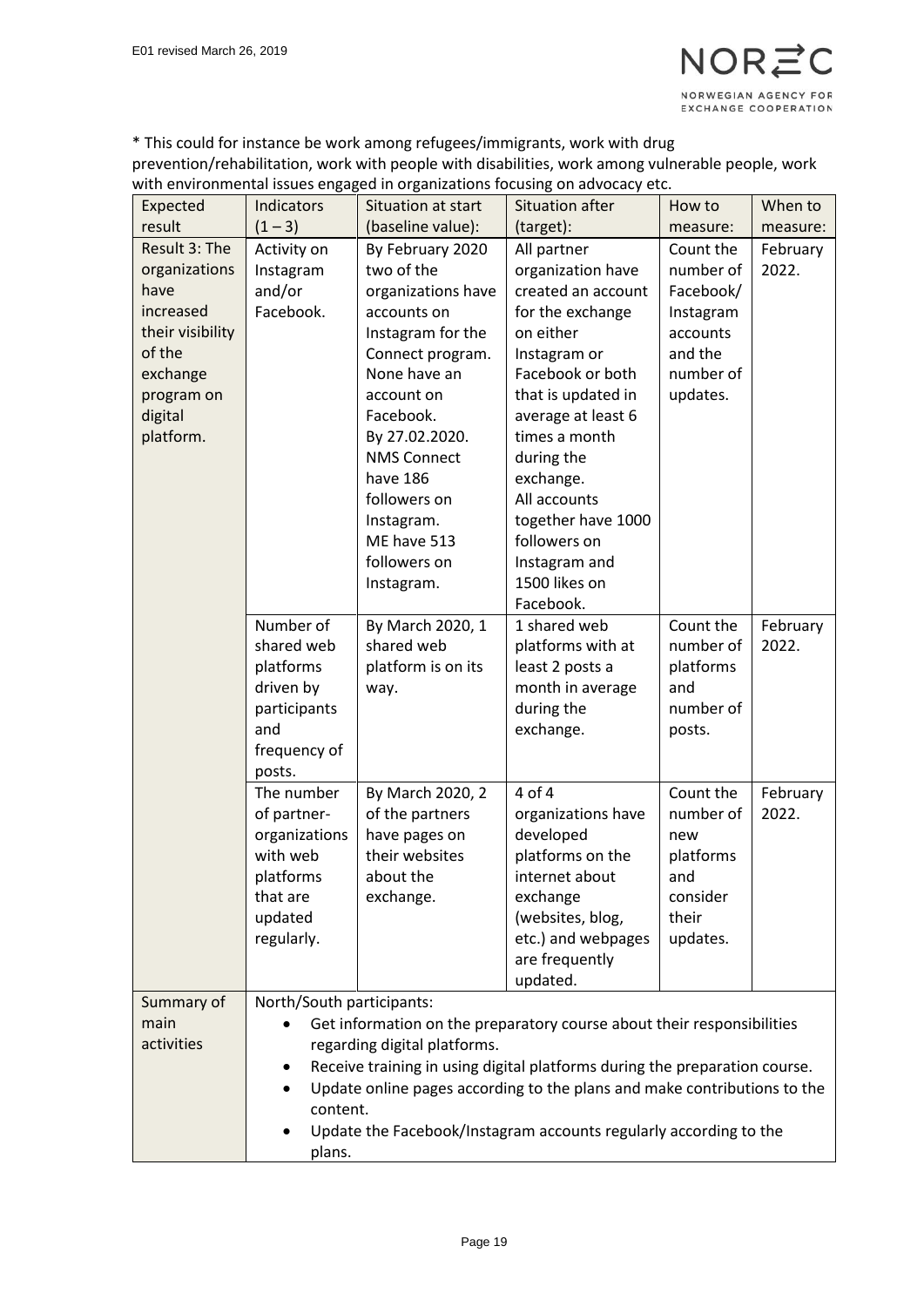* This could for instance be work among refugees/immigrants, work with drug prevention/rehabilitation, work with people with disabilities, work among vulnerable people, work with environmental issues engaged in organizations focusing on advocacy etc.

| Expected result | Indicators (1 – 3) | Situation at start (baseline value): | Situation after (target): | How to measure: | When to measure: |
|---|---|---|---|---|---|
| Result 3: The organizations have increased their visibility of the exchange program on digital platform. | Activity on Instagram and/or Facebook. | By February 2020 two of the organizations have accounts on Instagram for the Connect program. None have an account on Facebook. By 27.02.2020. NMS Connect have 186 followers on Instagram. ME have 513 followers on Instagram. | All partner organization have created an account for the exchange on either Instagram or Facebook or both that is updated in average at least 6 times a month during the exchange. All accounts together have 1000 followers on Instagram and 1500 likes on Facebook. | Count the number of Facebook/ Instagram accounts and the number of updates. | February 2022. |
| | Number of shared web platforms driven by participants and frequency of posts. | By March 2020, 1 shared web platform is on its way. | 1 shared web platforms with at least 2 posts a month in average during the exchange. | Count the number of platforms and number of posts. | February 2022. |
| | The number of partner-organizations with web platforms that are updated regularly. | By March 2020, 2 of the partners have pages on their websites about the exchange. | 4 of 4 organizations have developed platforms on the internet about exchange (websites, blog, etc.) and webpages are frequently updated. | Count the number of new platforms and consider their updates. | February 2022. |
| Summary of main activities | North/South participants:<br>• Get information on the preparatory course about their responsibilities regarding digital platforms.<br>• Receive training in using digital platforms during the preparation course.<br>• Update online pages according to the plans and make contributions to the content.<br>• Update the Facebook/Instagram accounts regularly according to the plans. | | | | |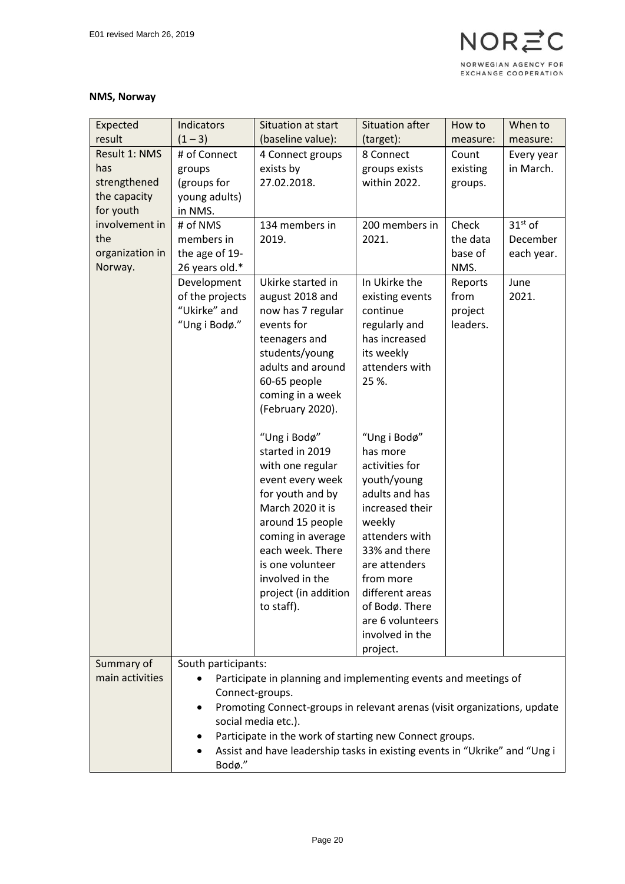**NMS, Norway**

| Expected result | Indicators (1 – 3) | Situation at start (baseline value): | Situation after (target): | How to measure: | When to measure: |
|---|---|---|---|---|---|
| Result 1: NMS has strengthened the capacity for youth involvement in the organization in Norway. | # of Connect groups (groups for young adults) in NMS. | 4 Connect groups exists by 27.02.2018. | 8 Connect groups exists within 2022. | Count existing groups. | Every year in March. |
| | # of NMS members in the age of 19-26 years old.* | 134 members in 2019. | 200 members in 2021. | Check the data base of NMS. | 31st of December each year. |
| | Development of the projects "Ukirke" and "Ung i Bodø." | Ukirke started in august 2018 and now has 7 regular events for teenagers and students/young adults and around 60-65 people coming in a week (February 2020).<br><br>"Ung i Bodø" started in 2019 with one regular event every week for youth and by March 2020 it is around 15 people coming in average each week. There is one volunteer involved in the project (in addition to staff). | In Ukirke the existing events continue regularly and has increased its weekly attenders with 25 %.<br><br>"Ung i Bodø" has more activities for youth/young adults and has increased their weekly attenders with 33% and there are attenders from more different areas of Bodø. There are 6 volunteers involved in the project. | Reports from project leaders. | June 2021. |
| Summary of main activities | South participants:<br>• Participate in planning and implementing events and meetings of Connect-groups.<br>• Promoting Connect-groups in relevant arenas (visit organizations, update social media etc.).<br>• Participate in the work of starting new Connect groups.<br>• Assist and have leadership tasks in existing events in "Ukrike" and "Ung i Bodø." | | | | |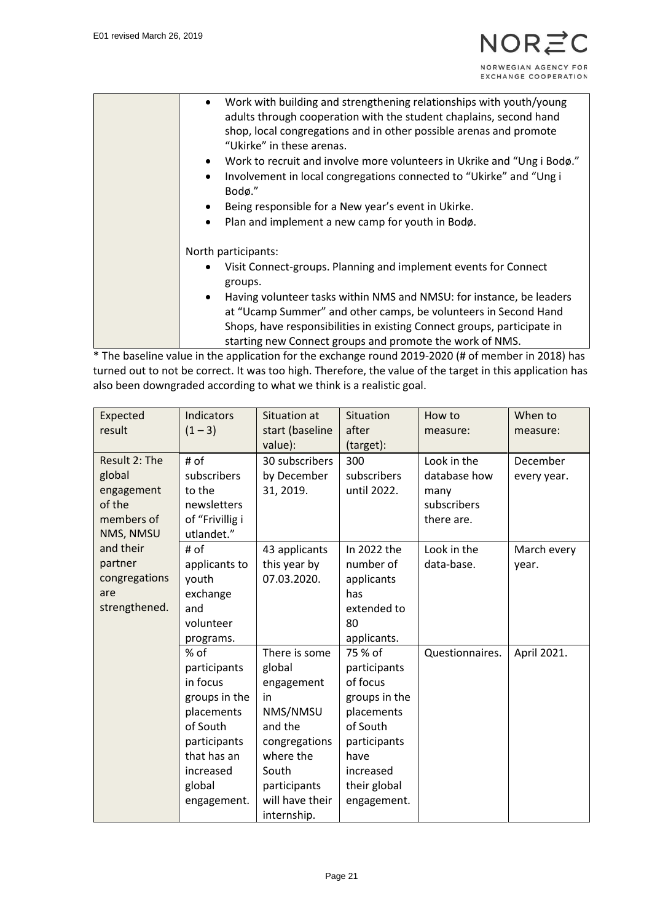| | • Work with building and strengthening relationships with youth/young adults through cooperation with the student chaplains, second hand shop, local congregations and in other possible arenas and promote "Ukirke" in these arenas.<br>• Work to recruit and involve more volunteers in Ukrike and "Ung i Bodø."<br>• Involvement in local congregations connected to "Ukirke" and "Ung i Bodø."<br>• Being responsible for a New year's event in Ukirke.<br>• Plan and implement a new camp for youth in Bodø.<br><br>North participants:<br>• Visit Connect-groups. Planning and implement events for Connect groups.<br>• Having volunteer tasks within NMS and NMSU: for instance, be leaders at "Ucamp Summer" and other camps, be volunteers in Second Hand Shops, have responsibilities in existing Connect groups, participate in starting new Connect groups and promote the work of NMS. |
|---|---|

* The baseline value in the application for the exchange round 2019-2020 (# of member in 2018) has turned out to not be correct. It was too high. Therefore, the value of the target in this application has also been downgraded according to what we think is a realistic goal.

| Expected result | Indicators (1 – 3) | Situation at start (baseline value): | Situation after (target): | How to measure: | When to measure: |
|---|---|---|---|---|---|
| Result 2: The global engagement of the members of NMS, NMSU and their partner congregations are strengthened. | # of subscribers to the newsletters of "Frivillig i utlandet." | 30 subscribers by December 31, 2019. | 300 subscribers until 2022. | Look in the database how many subscribers there are. | December every year. |
| | # of applicants to youth exchange and volunteer programs. | 43 applicants this year by 07.03.2020. | In 2022 the number of applicants has extended to 80 applicants. | Look in the data-base. | March every year. |
| | % of participants in focus groups in the placements of South participants that has an increased global engagement. | There is some global engagement in NMS/NMSU and the congregations where the South participants will have their internship. | 75 % of participants of focus groups in the placements of South participants have increased their global engagement. | Questionnaires. | April 2021. |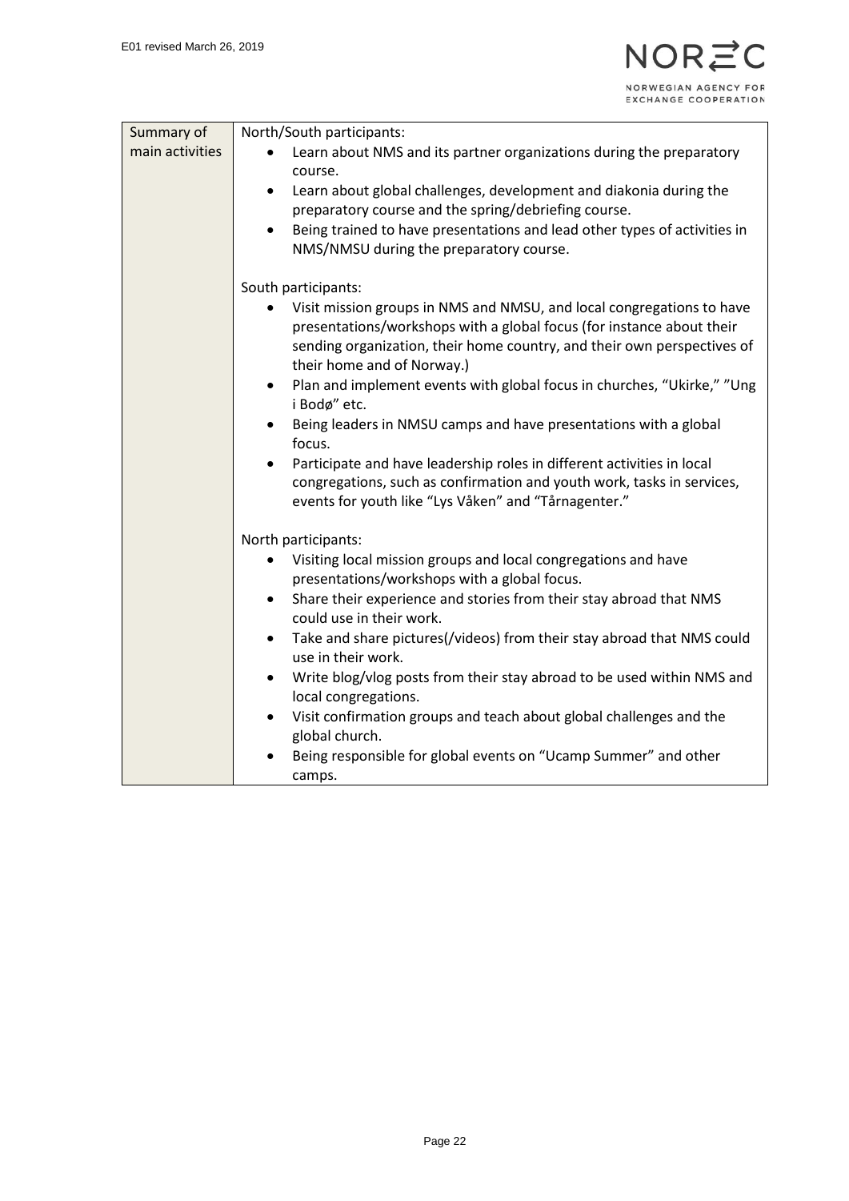| Summary of main activities | North/South participants:<br>• Learn about NMS and its partner organizations during the preparatory course.<br>• Learn about global challenges, development and diakonia during the preparatory course and the spring/debriefing course.<br>• Being trained to have presentations and lead other types of activities in NMS/NMSU during the preparatory course.<br><br>South participants:<br>• Visit mission groups in NMS and NMSU, and local congregations to have presentations/workshops with a global focus (for instance about their sending organization, their home country, and their own perspectives of their home and of Norway.)<br>• Plan and implement events with global focus in churches, "Ukirke," "Ung i Bodø" etc.<br>• Being leaders in NMSU camps and have presentations with a global focus.<br>• Participate and have leadership roles in different activities in local congregations, such as confirmation and youth work, tasks in services, events for youth like "Lys Våken" and "Tårnagenter."<br><br>North participants:<br>• Visiting local mission groups and local congregations and have presentations/workshops with a global focus.<br>• Share their experience and stories from their stay abroad that NMS could use in their work.<br>• Take and share pictures(/videos) from their stay abroad that NMS could use in their work.<br>• Write blog/vlog posts from their stay abroad to be used within NMS and local congregations.<br>• Visit confirmation groups and teach about global challenges and the global church.<br>• Being responsible for global events on "Ucamp Summer" and other camps. |
|---|---|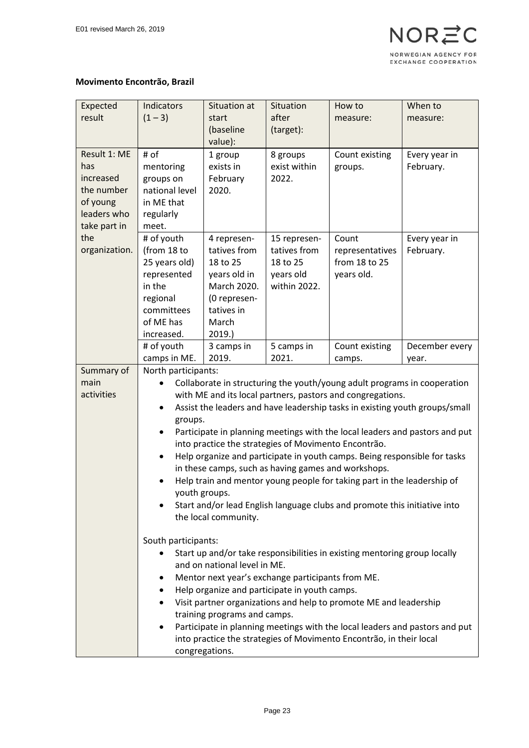**Movimento Encontrão, Brazil**

| Expected result | Indicators (1 – 3) | Situation at start (baseline value): | Situation after (target): | How to measure: | When to measure: |
|---|---|---|---|---|---|
| Result 1: ME has increased the number of young leaders who take part in the organization. | # of mentoring groups on national level in ME that regularly meet. | 1 group exists in February 2020. | 8 groups exist within 2022. | Count existing groups. | Every year in February. |
| | # of youth (from 18 to 25 years old) represented in the regional committees of ME has increased. | 4 representatives from 18 to 25 years old in March 2020. (0 representatives in March 2019.) | 15 representatives from 18 to 25 years old within 2022. | Count representatives from 18 to 25 years old. | Every year in February. |
| | # of youth camps in ME. | 3 camps in 2019. | 5 camps in 2021. | Count existing camps. | December every year. |
| Summary of main activities | North participants:<br>• Collaborate in structuring the youth/young adult programs in cooperation with ME and its local partners, pastors and congregations.<br>• Assist the leaders and have leadership tasks in existing youth groups/small groups.<br>• Participate in planning meetings with the local leaders and pastors and put into practice the strategies of Movimento Encontrão.<br>• Help organize and participate in youth camps. Being responsible for tasks in these camps, such as having games and workshops.<br>• Help train and mentor young people for taking part in the leadership of youth groups.<br>• Start and/or lead English language clubs and promote this initiative into the local community.<br><br>South participants:<br>• Start up and/or take responsibilities in existing mentoring group locally and on national level in ME.<br>• Mentor next year's exchange participants from ME.<br>• Help organize and participate in youth camps.<br>• Visit partner organizations and help to promote ME and leadership training programs and camps.<br>• Participate in planning meetings with the local leaders and pastors and put into practice the strategies of Movimento Encontrão, in their local congregations. | | | | | |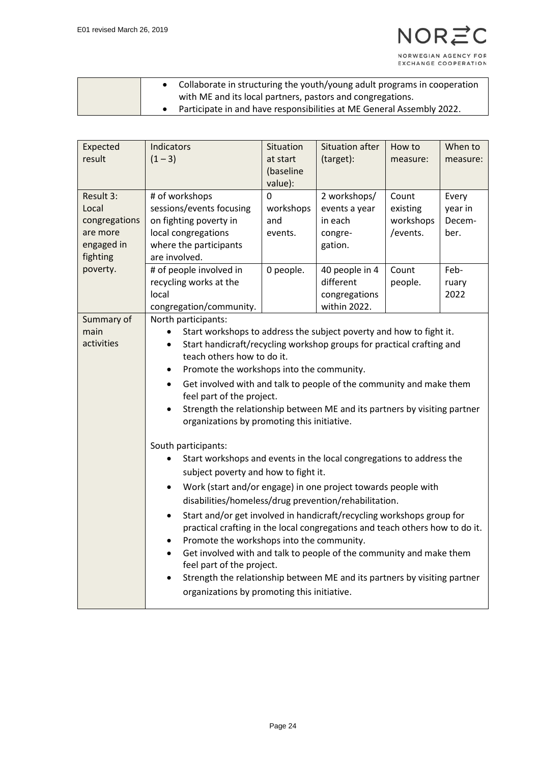| | |
|---|---|
| | • Collaborate in structuring the youth/young adult programs in cooperation with ME and its local partners, pastors and congregations.<br>• Participate in and have responsibilities at ME General Assembly 2022. |

| Expected result | Indicators (1 – 3) | Situation at start (baseline value): | Situation after (target): | How to measure: | When to measure: |
|---|---|---|---|---|---|
| Result 3: Local congregations are more engaged in fighting poverty. | # of workshops sessions/events focusing on fighting poverty in local congregations where the participants are involved. | 0 workshops and events. | 2 workshops/ events a year in each congre-gation. | Count existing workshops /events. | Every year in Decem-ber. |
| | # of people involved in recycling works at the local congregation/community. | 0 people. | 40 people in 4 different congregations within 2022. | Count people. | Feb-ruary 2022 |
| Summary of main activities | North participants:<br>• Start workshops to address the subject poverty and how to fight it.<br>• Start handicraft/recycling workshop groups for practical crafting and teach others how to do it.<br>• Promote the workshops into the community.<br>• Get involved with and talk to people of the community and make them feel part of the project.<br>• Strength the relationship between ME and its partners by visiting partner organizations by promoting this initiative.<br><br>South participants:<br>• Start workshops and events in the local congregations to address the subject poverty and how to fight it.<br>• Work (start and/or engage) in one project towards people with disabilities/homeless/drug prevention/rehabilitation.<br>• Start and/or get involved in handicraft/recycling workshops group for practical crafting in the local congregations and teach others how to do it.<br>• Promote the workshops into the community.<br>• Get involved with and talk to people of the community and make them feel part of the project.<br>• Strength the relationship between ME and its partners by visiting partner organizations by promoting this initiative. | | | | | |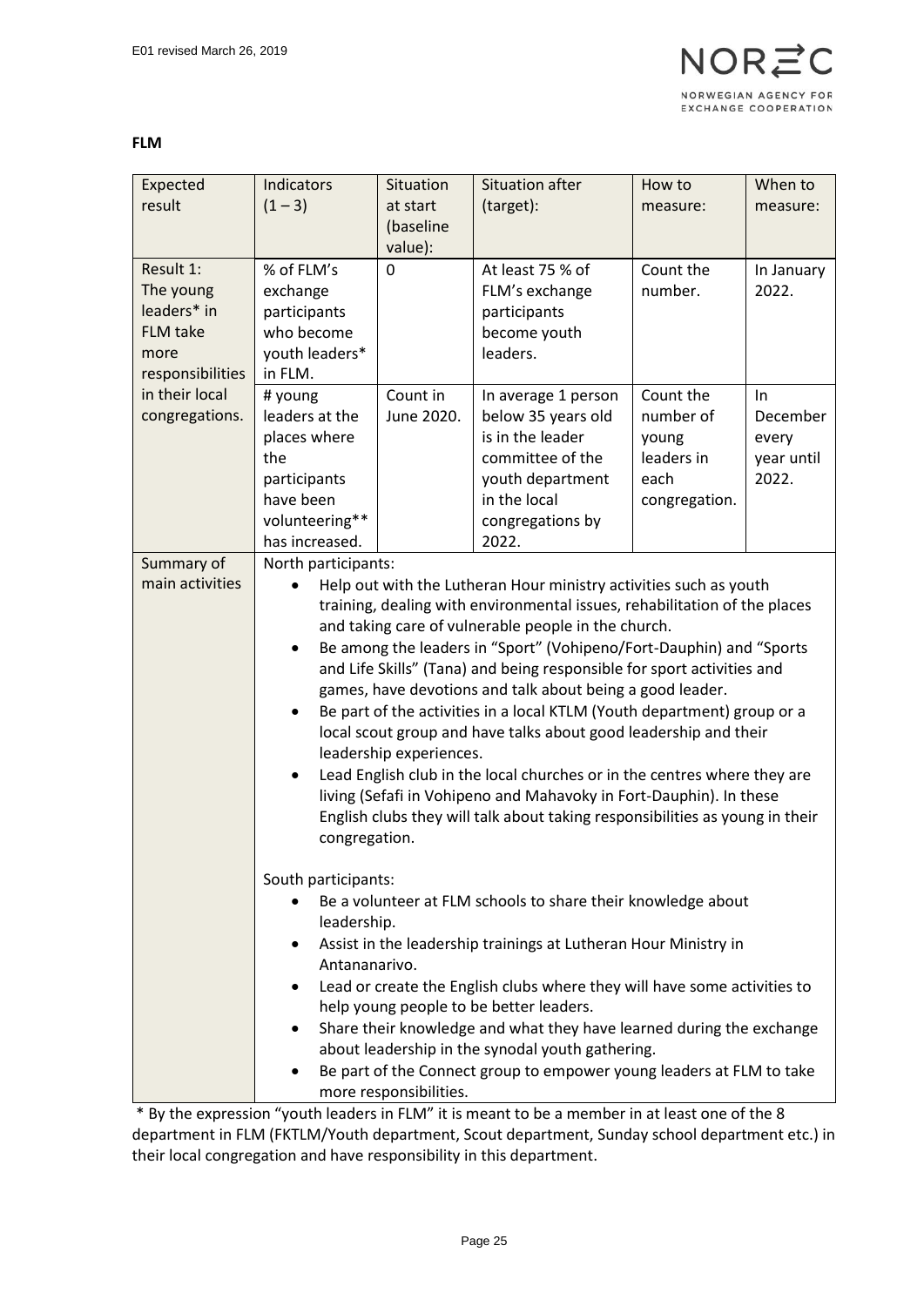**FLM**

| Expected result | Indicators (1 – 3) | Situation at start (baseline value): | Situation after (target): | How to measure: | When to measure: |
|---|---|---|---|---|---|
| Result 1: The young leaders* in FLM take more responsibilities in their local congregations. | % of FLM's exchange participants who become youth leaders* in FLM. | 0 | At least 75 % of FLM's exchange participants become youth leaders. | Count the number. | In January 2022. |
| | # young leaders at the places where the participants have been volunteering** has increased. | Count in June 2020. | In average 1 person below 35 years old is in the leader committee of the youth department in the local congregations by 2022. | Count the number of young leaders in each congregation. | In December every year until 2022. |
| Summary of main activities | North participants:<br>• Help out with the Lutheran Hour ministry activities such as youth training, dealing with environmental issues, rehabilitation of the places and taking care of vulnerable people in the church.<br>• Be among the leaders in "Sport" (Vohipeno/Fort-Dauphin) and "Sports and Life Skills" (Tana) and being responsible for sport activities and games, have devotions and talk about being a good leader.<br>• Be part of the activities in a local KTLM (Youth department) group or a local scout group and have talks about good leadership and their leadership experiences.<br>• Lead English club in the local churches or in the centres where they are living (Sefafi in Vohipeno and Mahavoky in Fort-Dauphin). In these English clubs they will talk about taking responsibilities as young in their congregation.<br><br>South participants:<br>• Be a volunteer at FLM schools to share their knowledge about leadership.<br>• Assist in the leadership trainings at Lutheran Hour Ministry in Antananarivo.<br>• Lead or create the English clubs where they will have some activities to help young people to be better leaders.<br>• Share their knowledge and what they have learned during the exchange about leadership in the synodal youth gathering.<br>• Be part of the Connect group to empower young leaders at FLM to take more responsibilities. | | | | |

* By the expression "youth leaders in FLM" it is meant to be a member in at least one of the 8 department in FLM (FKTLM/Youth department, Scout department, Sunday school department etc.) in their local congregation and have responsibility in this department.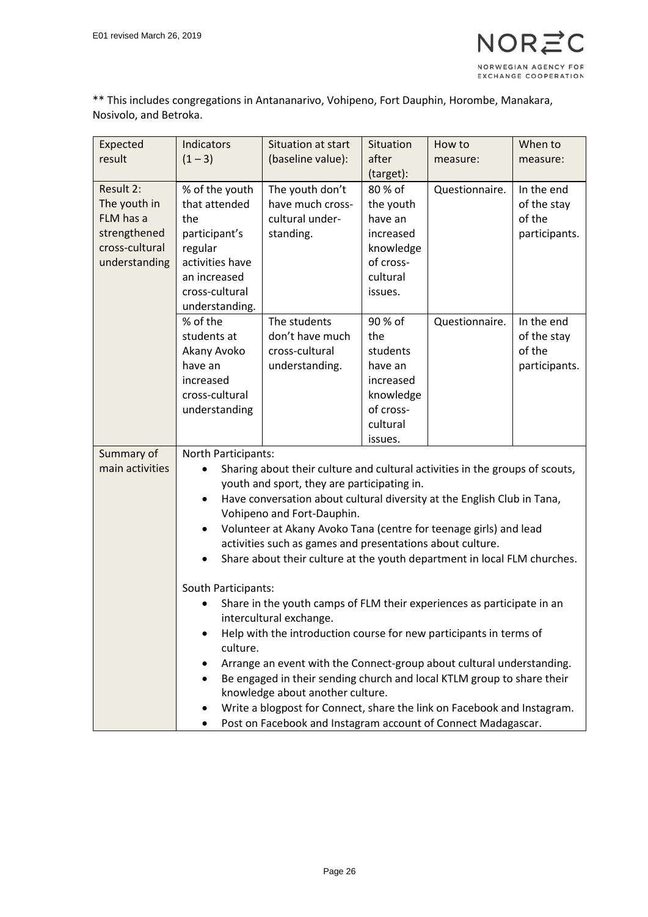** This includes congregations in Antananarivo, Vohipeno, Fort Dauphin, Horombe, Manakara, Nosivolo, and Betroka.

| Expected result | Indicators (1 – 3) | Situation at start (baseline value): | Situation after (target): | How to measure: | When to measure: |
|---|---|---|---|---|---|
| Result 2: The youth in FLM has a strengthened cross-cultural understanding | % of the youth that attended the participant's regular activities have an increased cross-cultural understanding. | The youth don't have much cross-cultural under-standing. | 80 % of the youth have an increased knowledge of cross-cultural issues. | Questionnaire. | In the end of the stay of the participants. |
| | % of the students at Akany Avoko have an increased cross-cultural understanding | The students don't have much cross-cultural understanding. | 90 % of the students have an increased knowledge of cross-cultural issues. | Questionnaire. | In the end of the stay of the participants. |
| Summary of main activities | North Participants:<br>• Sharing about their culture and cultural activities in the groups of scouts, youth and sport, they are participating in.<br>• Have conversation about cultural diversity at the English Club in Tana, Vohipeno and Fort-Dauphin.<br>• Volunteer at Akany Avoko Tana (centre for teenage girls) and lead activities such as games and presentations about culture.<br>• Share about their culture at the youth department in local FLM churches.<br><br>South Participants:<br>• Share in the youth camps of FLM their experiences as participate in an intercultural exchange.<br>• Help with the introduction course for new participants in terms of culture.<br>• Arrange an event with the Connect-group about cultural understanding.<br>• Be engaged in their sending church and local KTLM group to share their knowledge about another culture.<br>• Write a blogpost for Connect, share the link on Facebook and Instagram.<br>• Post on Facebook and Instagram account of Connect Madagascar. | | | | |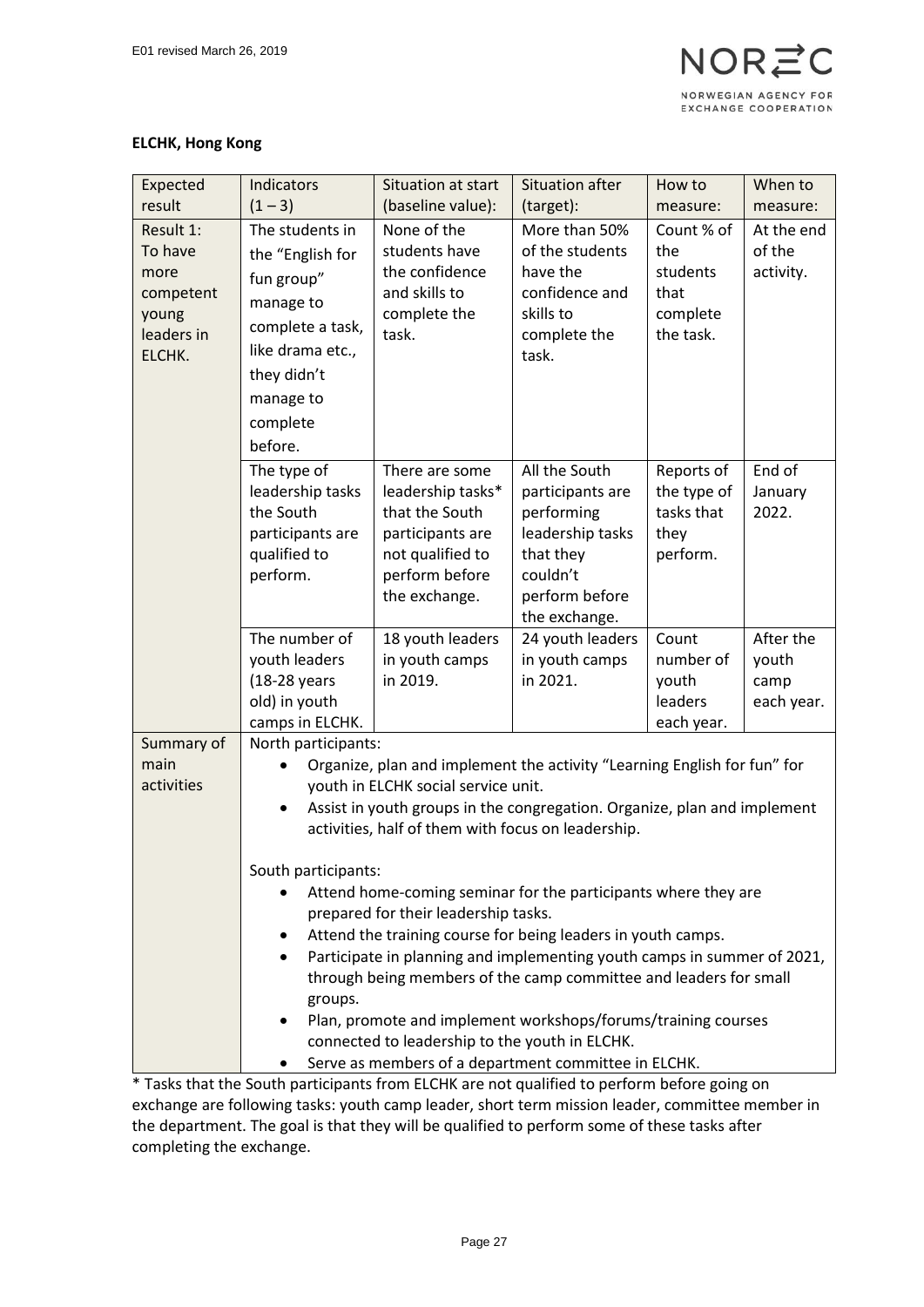**ELCHK, Hong Kong**

| Expected result | Indicators (1 – 3) | Situation at start (baseline value): | Situation after (target): | How to measure: | When to measure: |
|---|---|---|---|---|---|
| Result 1: To have more competent young leaders in ELCHK. | The students in the "English for fun group" manage to complete a task, like drama etc., they didn't manage to complete before. | None of the students have the confidence and skills to complete the task. | More than 50% of the students have the confidence and skills to complete the task. | Count % of the students that complete the task. | At the end of the activity. |
| | The type of leadership tasks the South participants are qualified to perform. | There are some leadership tasks* that the South participants are not qualified to perform before the exchange. | All the South participants are performing leadership tasks that they couldn't perform before the exchange. | Reports of the type of tasks that they perform. | End of January 2022. |
| | The number of youth leaders (18-28 years old) in youth camps in ELCHK. | 18 youth leaders in youth camps in 2019. | 24 youth leaders in youth camps in 2021. | Count number of youth leaders each year. | After the youth camp each year. |
| Summary of main activities | North participants:<br>• Organize, plan and implement the activity "Learning English for fun" for youth in ELCHK social service unit.<br>• Assist in youth groups in the congregation. Organize, plan and implement activities, half of them with focus on leadership.<br><br>South participants:<br>• Attend home-coming seminar for the participants where they are prepared for their leadership tasks.<br>• Attend the training course for being leaders in youth camps.<br>• Participate in planning and implementing youth camps in summer of 2021, through being members of the camp committee and leaders for small groups.<br>• Plan, promote and implement workshops/forums/training courses connected to leadership to the youth in ELCHK.<br>• Serve as members of a department committee in ELCHK. | | | | |

* Tasks that the South participants from ELCHK are not qualified to perform before going on exchange are following tasks: youth camp leader, short term mission leader, committee member in the department. The goal is that they will be qualified to perform some of these tasks after completing the exchange.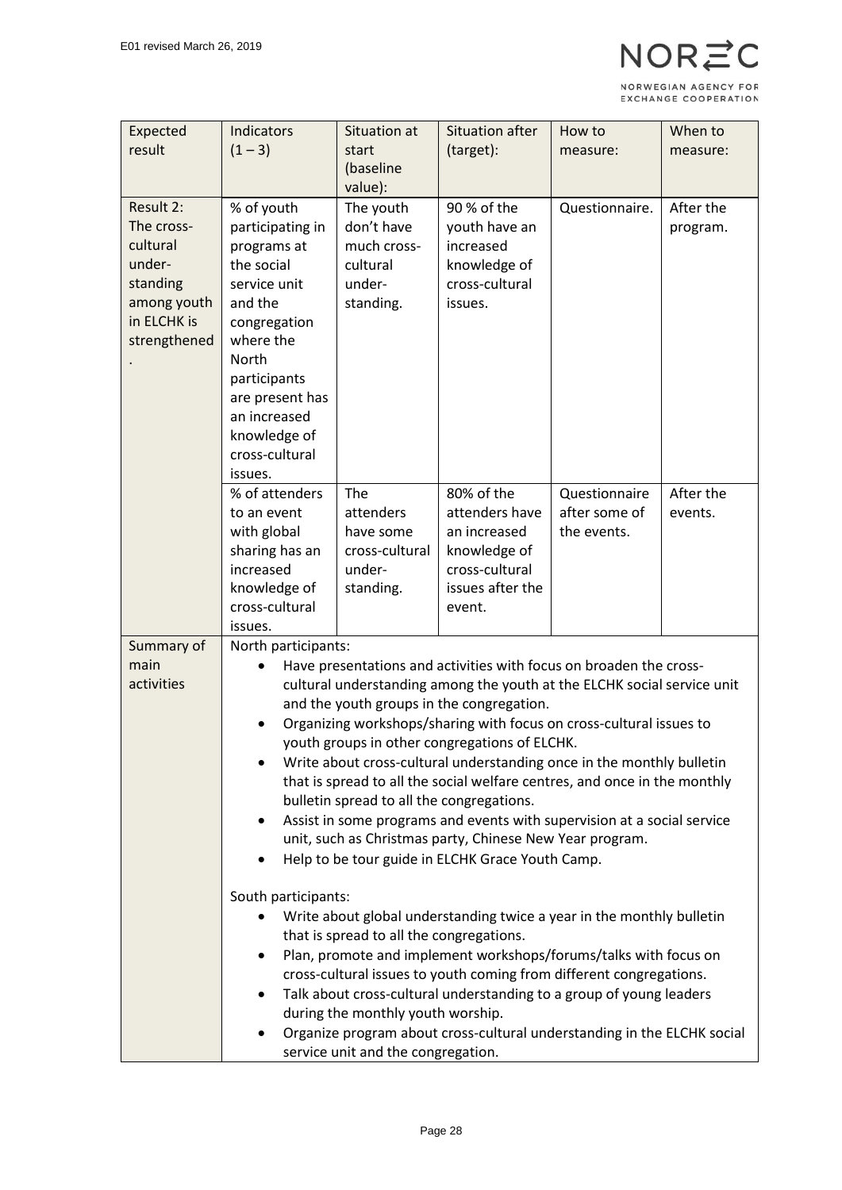| Expected result | Indicators (1 – 3) | Situation at start (baseline value): | Situation after (target): | How to measure: | When to measure: |
|---|---|---|---|---|---|
| Result 2: The cross-cultural under-standing among youth in ELCHK is strengthened. | % of youth participating in programs at the social service unit and the congregation where the North participants are present has an increased knowledge of cross-cultural issues. | The youth don't have much cross-cultural under-standing. | 90 % of the youth have an increased knowledge of cross-cultural issues. | Questionnaire. | After the program. |
| | % of attenders to an event with global sharing has an increased knowledge of cross-cultural issues. | The attenders have some cross-cultural under-standing. | 80% of the attenders have an increased knowledge of cross-cultural issues after the event. | Questionnaire after some of the events. | After the events. |
| Summary of main activities | North participants:<br>• Have presentations and activities with focus on broaden the cross-cultural understanding among the youth at the ELCHK social service unit and the youth groups in the congregation.<br>• Organizing workshops/sharing with focus on cross-cultural issues to youth groups in other congregations of ELCHK.<br>• Write about cross-cultural understanding once in the monthly bulletin that is spread to all the social welfare centres, and once in the monthly bulletin spread to all the congregations.<br>• Assist in some programs and events with supervision at a social service unit, such as Christmas party, Chinese New Year program.<br>• Help to be tour guide in ELCHK Grace Youth Camp.<br><br>South participants:<br>• Write about global understanding twice a year in the monthly bulletin that is spread to all the congregations.<br>• Plan, promote and implement workshops/forums/talks with focus on cross-cultural issues to youth coming from different congregations.<br>• Talk about cross-cultural understanding to a group of young leaders during the monthly youth worship.<br>• Organize program about cross-cultural understanding in the ELCHK social service unit and the congregation. | | | | |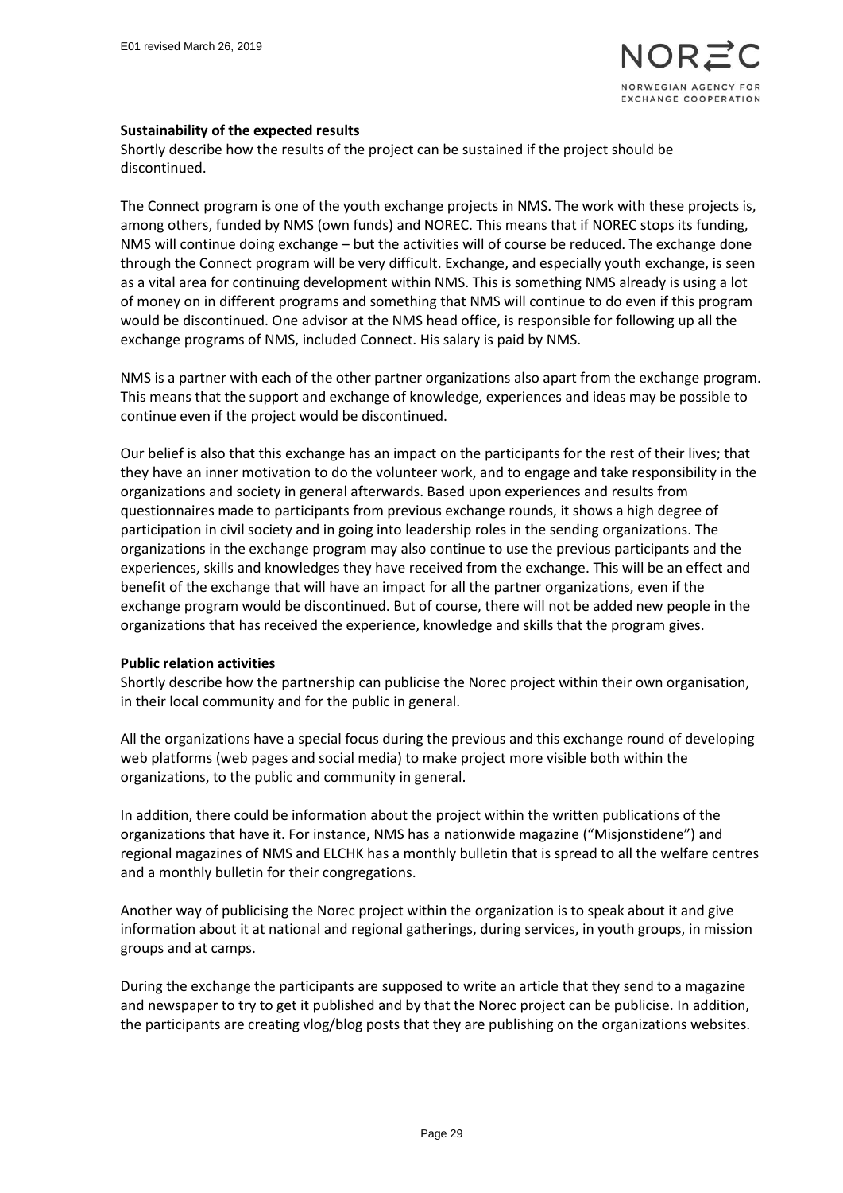**Sustainability of the expected results**

Shortly describe how the results of the project can be sustained if the project should be discontinued.

The Connect program is one of the youth exchange projects in NMS. The work with these projects is, among others, funded by NMS (own funds) and NOREC. This means that if NOREC stops its funding, NMS will continue doing exchange – but the activities will of course be reduced. The exchange done through the Connect program will be very difficult. Exchange, and especially youth exchange, is seen as a vital area for continuing development within NMS. This is something NMS already is using a lot of money on in different programs and something that NMS will continue to do even if this program would be discontinued. One advisor at the NMS head office, is responsible for following up all the exchange programs of NMS, included Connect. His salary is paid by NMS.

NMS is a partner with each of the other partner organizations also apart from the exchange program. This means that the support and exchange of knowledge, experiences and ideas may be possible to continue even if the project would be discontinued.

Our belief is also that this exchange has an impact on the participants for the rest of their lives; that they have an inner motivation to do the volunteer work, and to engage and take responsibility in the organizations and society in general afterwards. Based upon experiences and results from questionnaires made to participants from previous exchange rounds, it shows a high degree of participation in civil society and in going into leadership roles in the sending organizations. The organizations in the exchange program may also continue to use the previous participants and the experiences, skills and knowledges they have received from the exchange. This will be an effect and benefit of the exchange that will have an impact for all the partner organizations, even if the exchange program would be discontinued. But of course, there will not be added new people in the organizations that has received the experience, knowledge and skills that the program gives.

**Public relation activities**

Shortly describe how the partnership can publicise the Norec project within their own organisation, in their local community and for the public in general.

All the organizations have a special focus during the previous and this exchange round of developing web platforms (web pages and social media) to make project more visible both within the organizations, to the public and community in general.

In addition, there could be information about the project within the written publications of the organizations that have it. For instance, NMS has a nationwide magazine ("Misjonstidene") and regional magazines of NMS and ELCHK has a monthly bulletin that is spread to all the welfare centres and a monthly bulletin for their congregations.

Another way of publicising the Norec project within the organization is to speak about it and give information about it at national and regional gatherings, during services, in youth groups, in mission groups and at camps.

During the exchange the participants are supposed to write an article that they send to a magazine and newspaper to try to get it published and by that the Norec project can be publicise. In addition, the participants are creating vlog/blog posts that they are publishing on the organizations websites.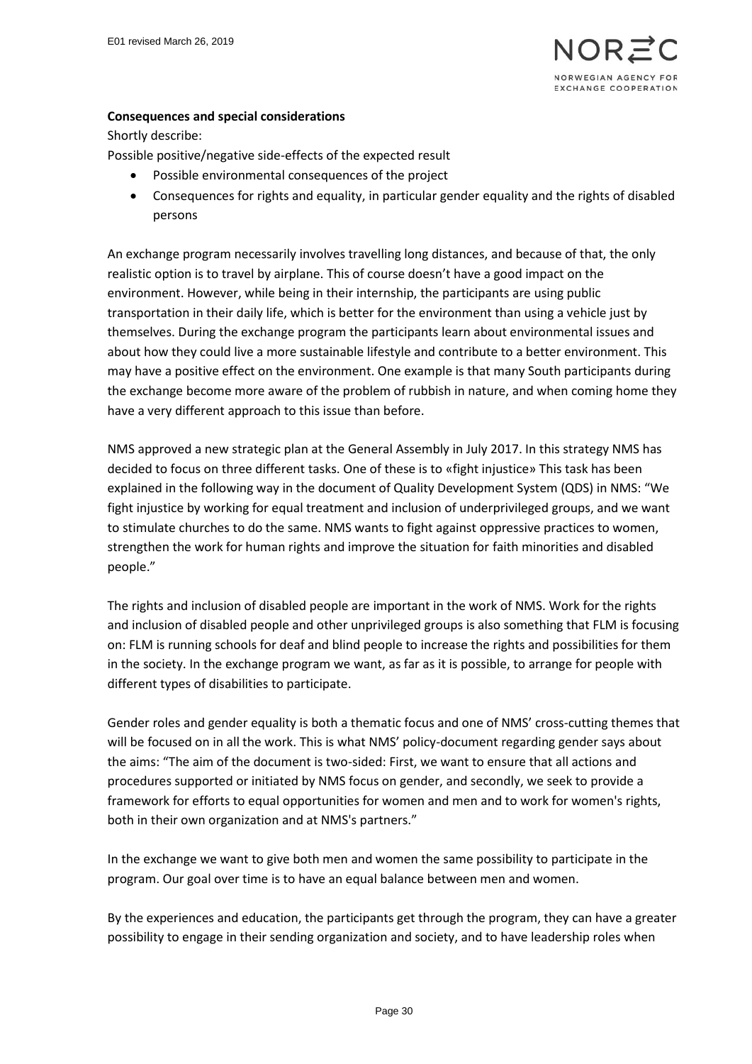**Consequences and special considerations**

Shortly describe:

Possible positive/negative side-effects of the expected result

- Possible environmental consequences of the project
- Consequences for rights and equality, in particular gender equality and the rights of disabled persons

An exchange program necessarily involves travelling long distances, and because of that, the only realistic option is to travel by airplane. This of course doesn't have a good impact on the environment. However, while being in their internship, the participants are using public transportation in their daily life, which is better for the environment than using a vehicle just by themselves. During the exchange program the participants learn about environmental issues and about how they could live a more sustainable lifestyle and contribute to a better environment. This may have a positive effect on the environment. One example is that many South participants during the exchange become more aware of the problem of rubbish in nature, and when coming home they have a very different approach to this issue than before.

NMS approved a new strategic plan at the General Assembly in July 2017. In this strategy NMS has decided to focus on three different tasks. One of these is to «fight injustice» This task has been explained in the following way in the document of Quality Development System (QDS) in NMS: "We fight injustice by working for equal treatment and inclusion of underprivileged groups, and we want to stimulate churches to do the same. NMS wants to fight against oppressive practices to women, strengthen the work for human rights and improve the situation for faith minorities and disabled people."

The rights and inclusion of disabled people are important in the work of NMS. Work for the rights and inclusion of disabled people and other unprivileged groups is also something that FLM is focusing on: FLM is running schools for deaf and blind people to increase the rights and possibilities for them in the society. In the exchange program we want, as far as it is possible, to arrange for people with different types of disabilities to participate.

Gender roles and gender equality is both a thematic focus and one of NMS' cross-cutting themes that will be focused on in all the work. This is what NMS' policy-document regarding gender says about the aims: "The aim of the document is two-sided: First, we want to ensure that all actions and procedures supported or initiated by NMS focus on gender, and secondly, we seek to provide a framework for efforts to equal opportunities for women and men and to work for women's rights, both in their own organization and at NMS's partners."

In the exchange we want to give both men and women the same possibility to participate in the program. Our goal over time is to have an equal balance between men and women.

By the experiences and education, the participants get through the program, they can have a greater possibility to engage in their sending organization and society, and to have leadership roles when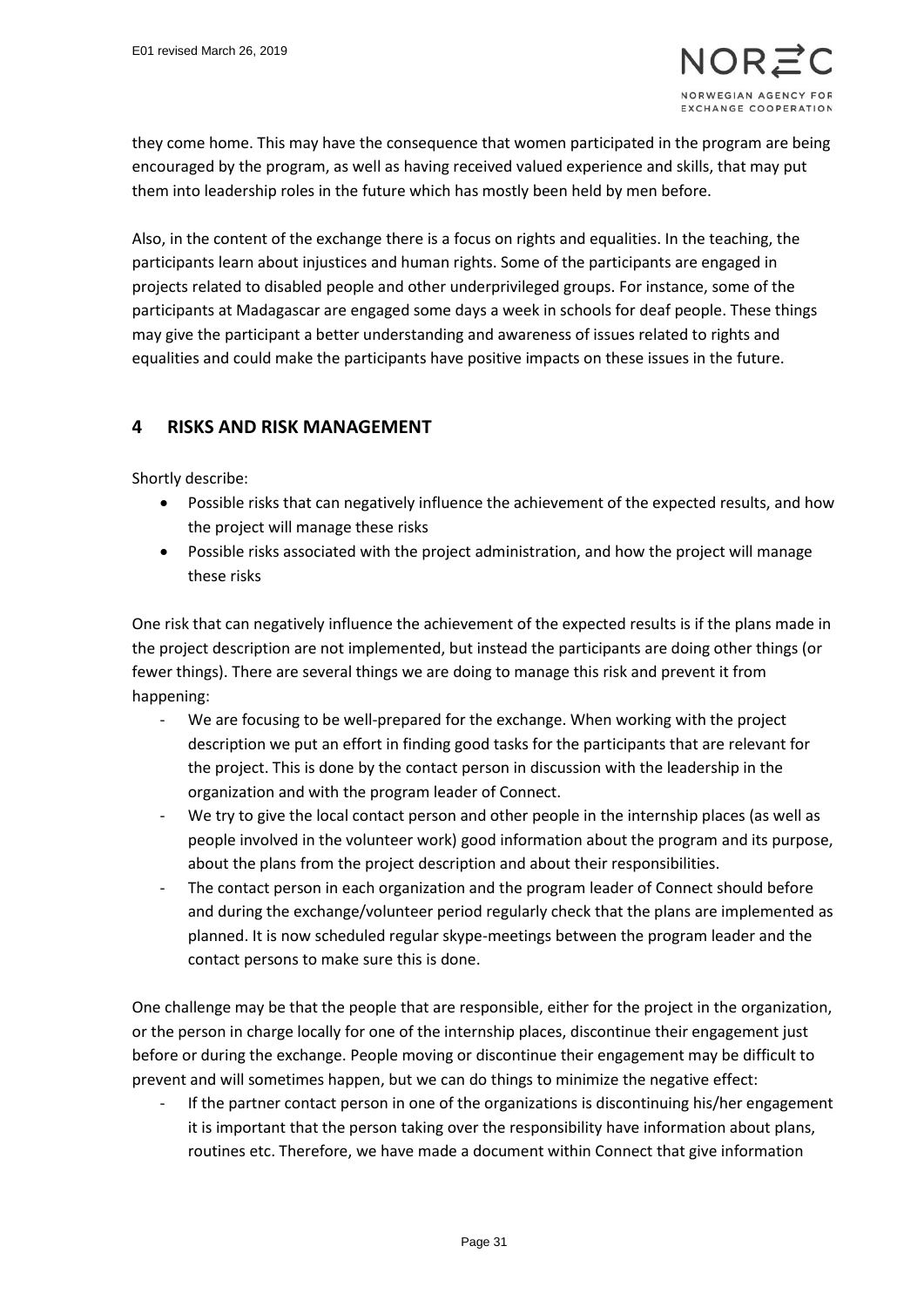they come home. This may have the consequence that women participated in the program are being encouraged by the program, as well as having received valued experience and skills, that may put them into leadership roles in the future which has mostly been held by men before.

Also, in the content of the exchange there is a focus on rights and equalities. In the teaching, the participants learn about injustices and human rights. Some of the participants are engaged in projects related to disabled people and other underprivileged groups. For instance, some of the participants at Madagascar are engaged some days a week in schools for deaf people. These things may give the participant a better understanding and awareness of issues related to rights and equalities and could make the participants have positive impacts on these issues in the future.

## 4 RISKS AND RISK MANAGEMENT

Shortly describe:

- Possible risks that can negatively influence the achievement of the expected results, and how the project will manage these risks
- Possible risks associated with the project administration, and how the project will manage these risks

One risk that can negatively influence the achievement of the expected results is if the plans made in the project description are not implemented, but instead the participants are doing other things (or fewer things). There are several things we are doing to manage this risk and prevent it from happening:

- We are focusing to be well-prepared for the exchange. When working with the project description we put an effort in finding good tasks for the participants that are relevant for the project. This is done by the contact person in discussion with the leadership in the organization and with the program leader of Connect.
- We try to give the local contact person and other people in the internship places (as well as people involved in the volunteer work) good information about the program and its purpose, about the plans from the project description and about their responsibilities.
- The contact person in each organization and the program leader of Connect should before and during the exchange/volunteer period regularly check that the plans are implemented as planned. It is now scheduled regular skype-meetings between the program leader and the contact persons to make sure this is done.

One challenge may be that the people that are responsible, either for the project in the organization, or the person in charge locally for one of the internship places, discontinue their engagement just before or during the exchange. People moving or discontinue their engagement may be difficult to prevent and will sometimes happen, but we can do things to minimize the negative effect:

- If the partner contact person in one of the organizations is discontinuing his/her engagement it is important that the person taking over the responsibility have information about plans, routines etc. Therefore, we have made a document within Connect that give information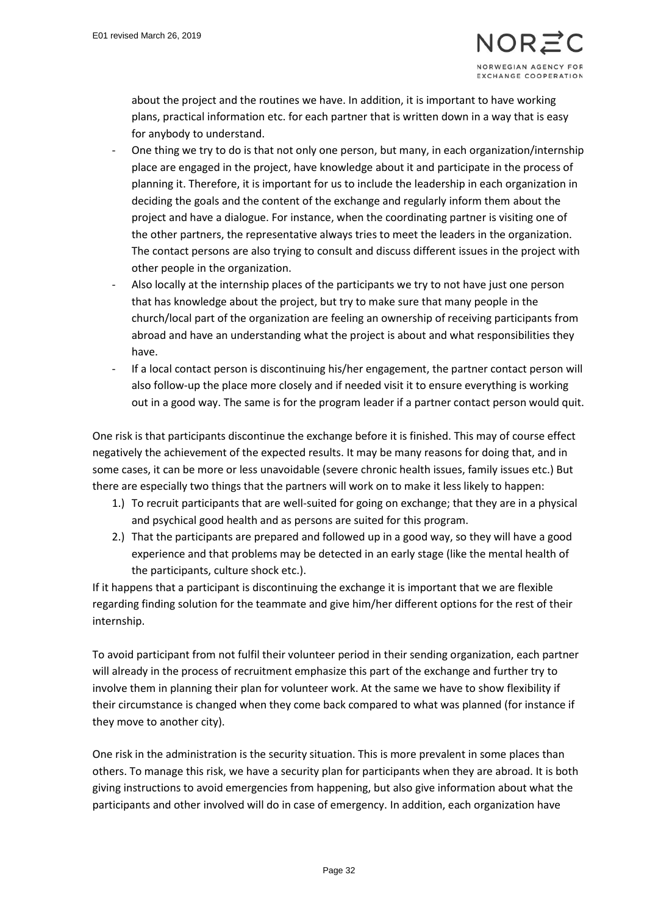about the project and the routines we have. In addition, it is important to have working plans, practical information etc. for each partner that is written down in a way that is easy for anybody to understand.

- One thing we try to do is that not only one person, but many, in each organization/internship place are engaged in the project, have knowledge about it and participate in the process of planning it. Therefore, it is important for us to include the leadership in each organization in deciding the goals and the content of the exchange and regularly inform them about the project and have a dialogue. For instance, when the coordinating partner is visiting one of the other partners, the representative always tries to meet the leaders in the organization. The contact persons are also trying to consult and discuss different issues in the project with other people in the organization.
- Also locally at the internship places of the participants we try to not have just one person that has knowledge about the project, but try to make sure that many people in the church/local part of the organization are feeling an ownership of receiving participants from abroad and have an understanding what the project is about and what responsibilities they have.
- If a local contact person is discontinuing his/her engagement, the partner contact person will also follow-up the place more closely and if needed visit it to ensure everything is working out in a good way. The same is for the program leader if a partner contact person would quit.

One risk is that participants discontinue the exchange before it is finished. This may of course effect negatively the achievement of the expected results. It may be many reasons for doing that, and in some cases, it can be more or less unavoidable (severe chronic health issues, family issues etc.) But there are especially two things that the partners will work on to make it less likely to happen:

1.) To recruit participants that are well-suited for going on exchange; that they are in a physical and psychical good health and as persons are suited for this program.
2.) That the participants are prepared and followed up in a good way, so they will have a good experience and that problems may be detected in an early stage (like the mental health of the participants, culture shock etc.).

If it happens that a participant is discontinuing the exchange it is important that we are flexible regarding finding solution for the teammate and give him/her different options for the rest of their internship.

To avoid participant from not fulfil their volunteer period in their sending organization, each partner will already in the process of recruitment emphasize this part of the exchange and further try to involve them in planning their plan for volunteer work. At the same we have to show flexibility if their circumstance is changed when they come back compared to what was planned (for instance if they move to another city).

One risk in the administration is the security situation. This is more prevalent in some places than others. To manage this risk, we have a security plan for participants when they are abroad. It is both giving instructions to avoid emergencies from happening, but also give information about what the participants and other involved will do in case of emergency. In addition, each organization have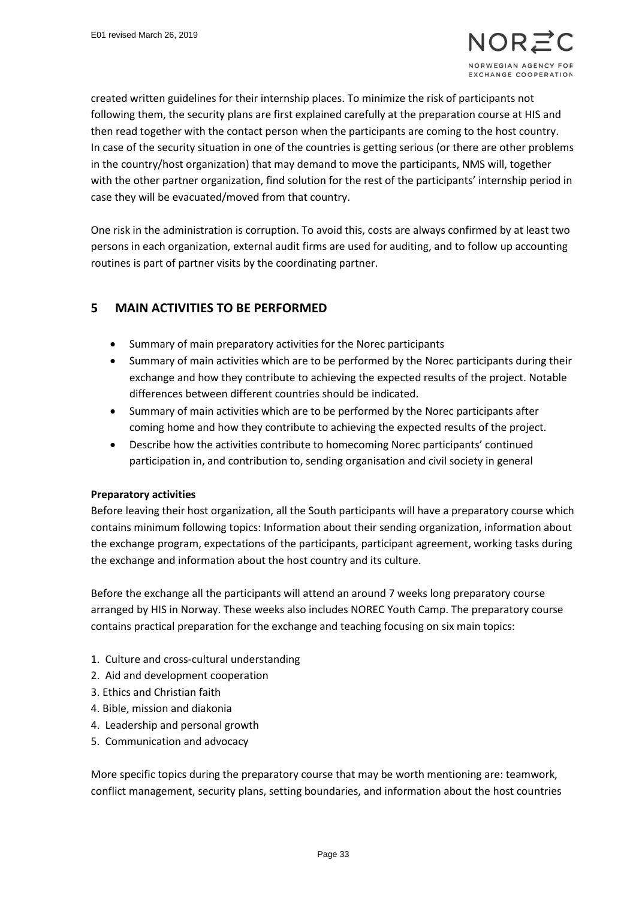created written guidelines for their internship places. To minimize the risk of participants not following them, the security plans are first explained carefully at the preparation course at HIS and then read together with the contact person when the participants are coming to the host country. In case of the security situation in one of the countries is getting serious (or there are other problems in the country/host organization) that may demand to move the participants, NMS will, together with the other partner organization, find solution for the rest of the participants' internship period in case they will be evacuated/moved from that country.

One risk in the administration is corruption. To avoid this, costs are always confirmed by at least two persons in each organization, external audit firms are used for auditing, and to follow up accounting routines is part of partner visits by the coordinating partner.

## 5 MAIN ACTIVITIES TO BE PERFORMED

- Summary of main preparatory activities for the Norec participants
- Summary of main activities which are to be performed by the Norec participants during their exchange and how they contribute to achieving the expected results of the project. Notable differences between different countries should be indicated.
- Summary of main activities which are to be performed by the Norec participants after coming home and how they contribute to achieving the expected results of the project.
- Describe how the activities contribute to homecoming Norec participants' continued participation in, and contribution to, sending organisation and civil society in general

**Preparatory activities**

Before leaving their host organization, all the South participants will have a preparatory course which contains minimum following topics: Information about their sending organization, information about the exchange program, expectations of the participants, participant agreement, working tasks during the exchange and information about the host country and its culture.

Before the exchange all the participants will attend an around 7 weeks long preparatory course arranged by HIS in Norway. These weeks also includes NOREC Youth Camp. The preparatory course contains practical preparation for the exchange and teaching focusing on six main topics:

1. Culture and cross-cultural understanding
2. Aid and development cooperation
3. Ethics and Christian faith
4. Bible, mission and diakonia
4. Leadership and personal growth
5. Communication and advocacy

More specific topics during the preparatory course that may be worth mentioning are: teamwork, conflict management, security plans, setting boundaries, and information about the host countries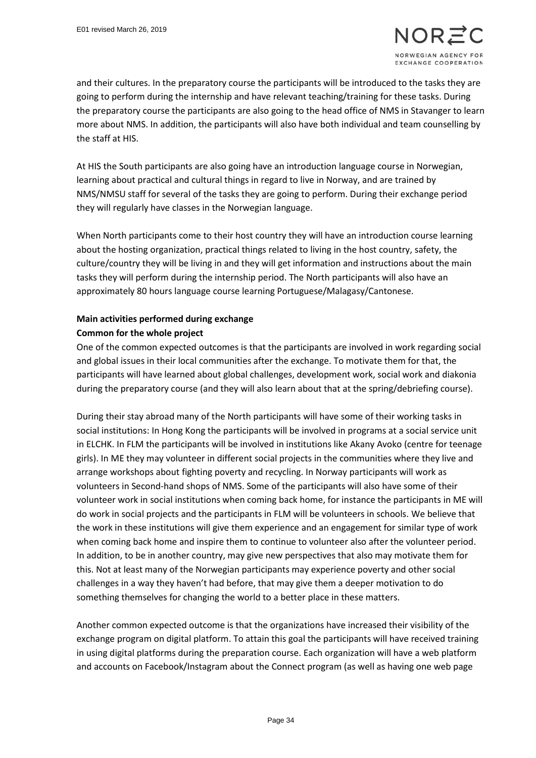and their cultures. In the preparatory course the participants will be introduced to the tasks they are going to perform during the internship and have relevant teaching/training for these tasks. During the preparatory course the participants are also going to the head office of NMS in Stavanger to learn more about NMS. In addition, the participants will also have both individual and team counselling by the staff at HIS.

At HIS the South participants are also going have an introduction language course in Norwegian, learning about practical and cultural things in regard to live in Norway, and are trained by NMS/NMSU staff for several of the tasks they are going to perform. During their exchange period they will regularly have classes in the Norwegian language.

When North participants come to their host country they will have an introduction course learning about the hosting organization, practical things related to living in the host country, safety, the culture/country they will be living in and they will get information and instructions about the main tasks they will perform during the internship period. The North participants will also have an approximately 80 hours language course learning Portuguese/Malagasy/Cantonese.

**Main activities performed during exchange**

**Common for the whole project**

One of the common expected outcomes is that the participants are involved in work regarding social and global issues in their local communities after the exchange. To motivate them for that, the participants will have learned about global challenges, development work, social work and diakonia during the preparatory course (and they will also learn about that at the spring/debriefing course).

During their stay abroad many of the North participants will have some of their working tasks in social institutions: In Hong Kong the participants will be involved in programs at a social service unit in ELCHK. In FLM the participants will be involved in institutions like Akany Avoko (centre for teenage girls). In ME they may volunteer in different social projects in the communities where they live and arrange workshops about fighting poverty and recycling. In Norway participants will work as volunteers in Second-hand shops of NMS. Some of the participants will also have some of their volunteer work in social institutions when coming back home, for instance the participants in ME will do work in social projects and the participants in FLM will be volunteers in schools. We believe that the work in these institutions will give them experience and an engagement for similar type of work when coming back home and inspire them to continue to volunteer also after the volunteer period. In addition, to be in another country, may give new perspectives that also may motivate them for this. Not at least many of the Norwegian participants may experience poverty and other social challenges in a way they haven't had before, that may give them a deeper motivation to do something themselves for changing the world to a better place in these matters.

Another common expected outcome is that the organizations have increased their visibility of the exchange program on digital platform. To attain this goal the participants will have received training in using digital platforms during the preparation course. Each organization will have a web platform and accounts on Facebook/Instagram about the Connect program (as well as having one web page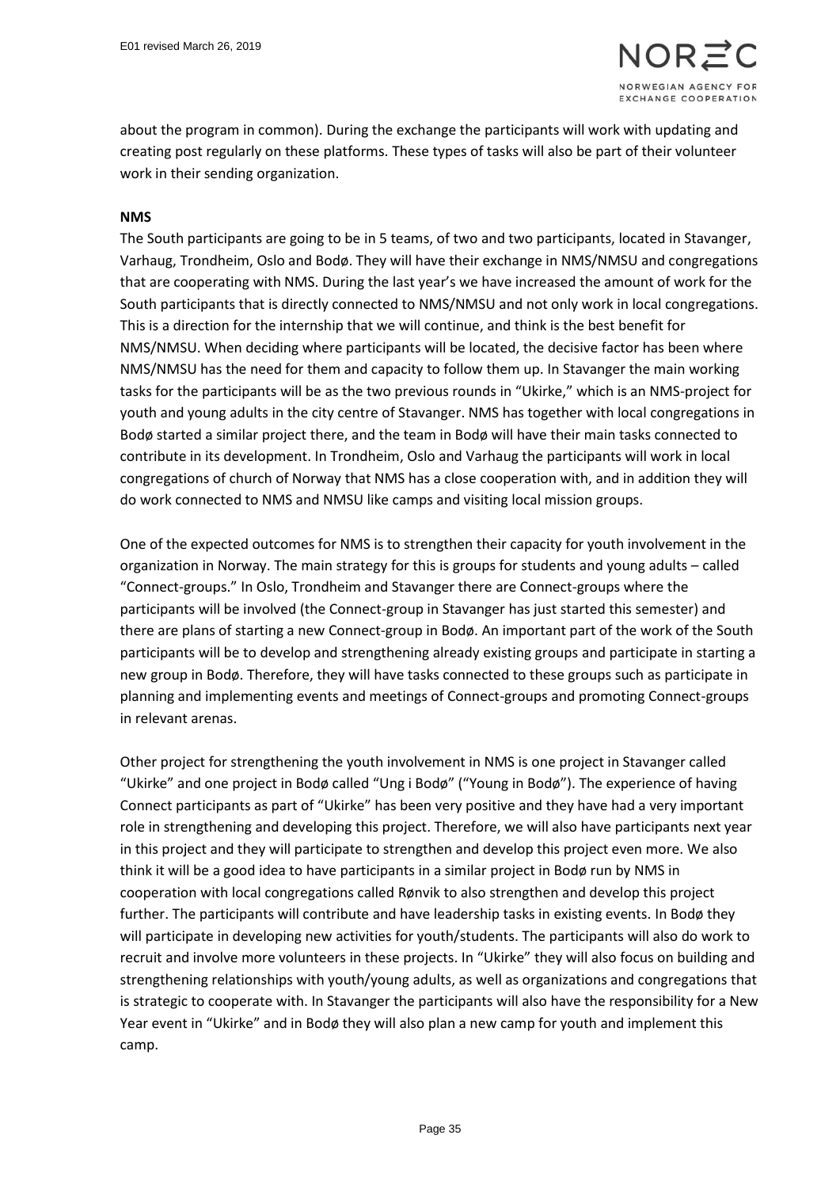about the program in common). During the exchange the participants will work with updating and creating post regularly on these platforms. These types of tasks will also be part of their volunteer work in their sending organization.

**NMS**

The South participants are going to be in 5 teams, of two and two participants, located in Stavanger, Varhaug, Trondheim, Oslo and Bodø. They will have their exchange in NMS/NMSU and congregations that are cooperating with NMS. During the last year's we have increased the amount of work for the South participants that is directly connected to NMS/NMSU and not only work in local congregations. This is a direction for the internship that we will continue, and think is the best benefit for NMS/NMSU. When deciding where participants will be located, the decisive factor has been where NMS/NMSU has the need for them and capacity to follow them up. In Stavanger the main working tasks for the participants will be as the two previous rounds in "Ukirke," which is an NMS-project for youth and young adults in the city centre of Stavanger. NMS has together with local congregations in Bodø started a similar project there, and the team in Bodø will have their main tasks connected to contribute in its development. In Trondheim, Oslo and Varhaug the participants will work in local congregations of church of Norway that NMS has a close cooperation with, and in addition they will do work connected to NMS and NMSU like camps and visiting local mission groups.

One of the expected outcomes for NMS is to strengthen their capacity for youth involvement in the organization in Norway. The main strategy for this is groups for students and young adults – called "Connect-groups." In Oslo, Trondheim and Stavanger there are Connect-groups where the participants will be involved (the Connect-group in Stavanger has just started this semester) and there are plans of starting a new Connect-group in Bodø. An important part of the work of the South participants will be to develop and strengthening already existing groups and participate in starting a new group in Bodø. Therefore, they will have tasks connected to these groups such as participate in planning and implementing events and meetings of Connect-groups and promoting Connect-groups in relevant arenas.

Other project for strengthening the youth involvement in NMS is one project in Stavanger called "Ukirke" and one project in Bodø called "Ung i Bodø" ("Young in Bodø"). The experience of having Connect participants as part of "Ukirke" has been very positive and they have had a very important role in strengthening and developing this project. Therefore, we will also have participants next year in this project and they will participate to strengthen and develop this project even more. We also think it will be a good idea to have participants in a similar project in Bodø run by NMS in cooperation with local congregations called Rønvik to also strengthen and develop this project further. The participants will contribute and have leadership tasks in existing events. In Bodø they will participate in developing new activities for youth/students. The participants will also do work to recruit and involve more volunteers in these projects. In "Ukirke" they will also focus on building and strengthening relationships with youth/young adults, as well as organizations and congregations that is strategic to cooperate with. In Stavanger the participants will also have the responsibility for a New Year event in "Ukirke" and in Bodø they will also plan a new camp for youth and implement this camp.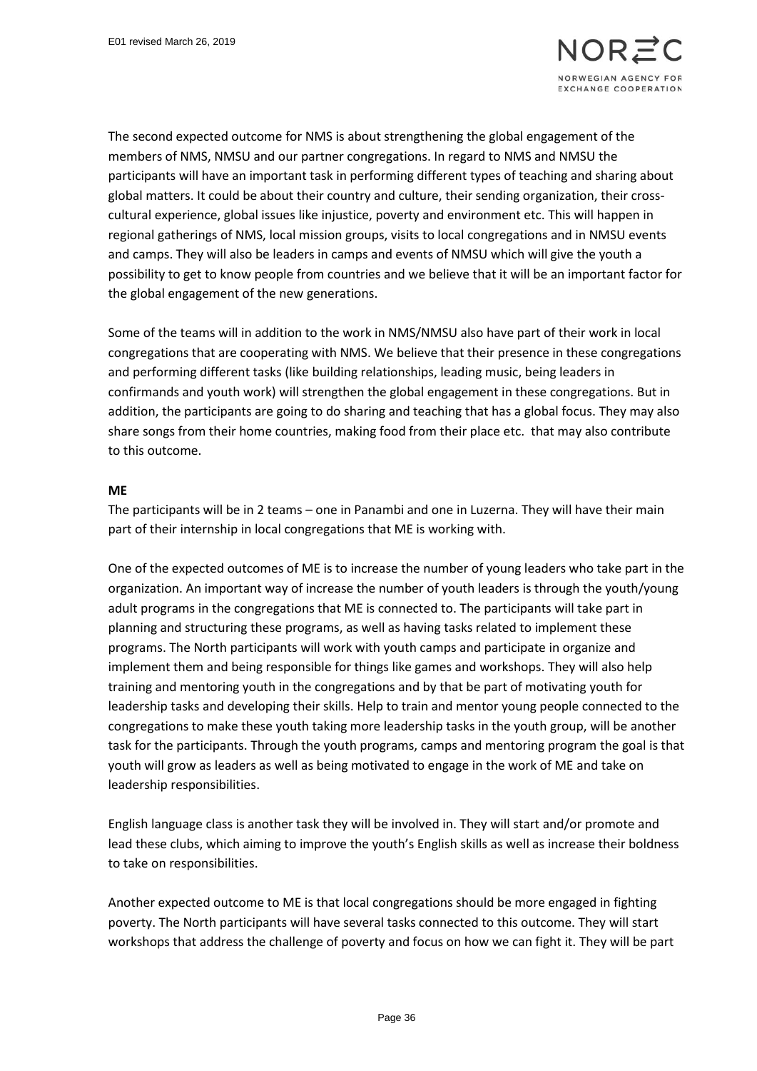The second expected outcome for NMS is about strengthening the global engagement of the members of NMS, NMSU and our partner congregations. In regard to NMS and NMSU the participants will have an important task in performing different types of teaching and sharing about global matters. It could be about their country and culture, their sending organization, their cross-cultural experience, global issues like injustice, poverty and environment etc. This will happen in regional gatherings of NMS, local mission groups, visits to local congregations and in NMSU events and camps. They will also be leaders in camps and events of NMSU which will give the youth a possibility to get to know people from countries and we believe that it will be an important factor for the global engagement of the new generations.

Some of the teams will in addition to the work in NMS/NMSU also have part of their work in local congregations that are cooperating with NMS. We believe that their presence in these congregations and performing different tasks (like building relationships, leading music, being leaders in confirmands and youth work) will strengthen the global engagement in these congregations. But in addition, the participants are going to do sharing and teaching that has a global focus. They may also share songs from their home countries, making food from their place etc. that may also contribute to this outcome.

**ME**

The participants will be in 2 teams – one in Panambi and one in Luzerna. They will have their main part of their internship in local congregations that ME is working with.

One of the expected outcomes of ME is to increase the number of young leaders who take part in the organization. An important way of increase the number of youth leaders is through the youth/young adult programs in the congregations that ME is connected to. The participants will take part in planning and structuring these programs, as well as having tasks related to implement these programs. The North participants will work with youth camps and participate in organize and implement them and being responsible for things like games and workshops. They will also help training and mentoring youth in the congregations and by that be part of motivating youth for leadership tasks and developing their skills. Help to train and mentor young people connected to the congregations to make these youth taking more leadership tasks in the youth group, will be another task for the participants. Through the youth programs, camps and mentoring program the goal is that youth will grow as leaders as well as being motivated to engage in the work of ME and take on leadership responsibilities.

English language class is another task they will be involved in. They will start and/or promote and lead these clubs, which aiming to improve the youth's English skills as well as increase their boldness to take on responsibilities.

Another expected outcome to ME is that local congregations should be more engaged in fighting poverty. The North participants will have several tasks connected to this outcome. They will start workshops that address the challenge of poverty and focus on how we can fight it. They will be part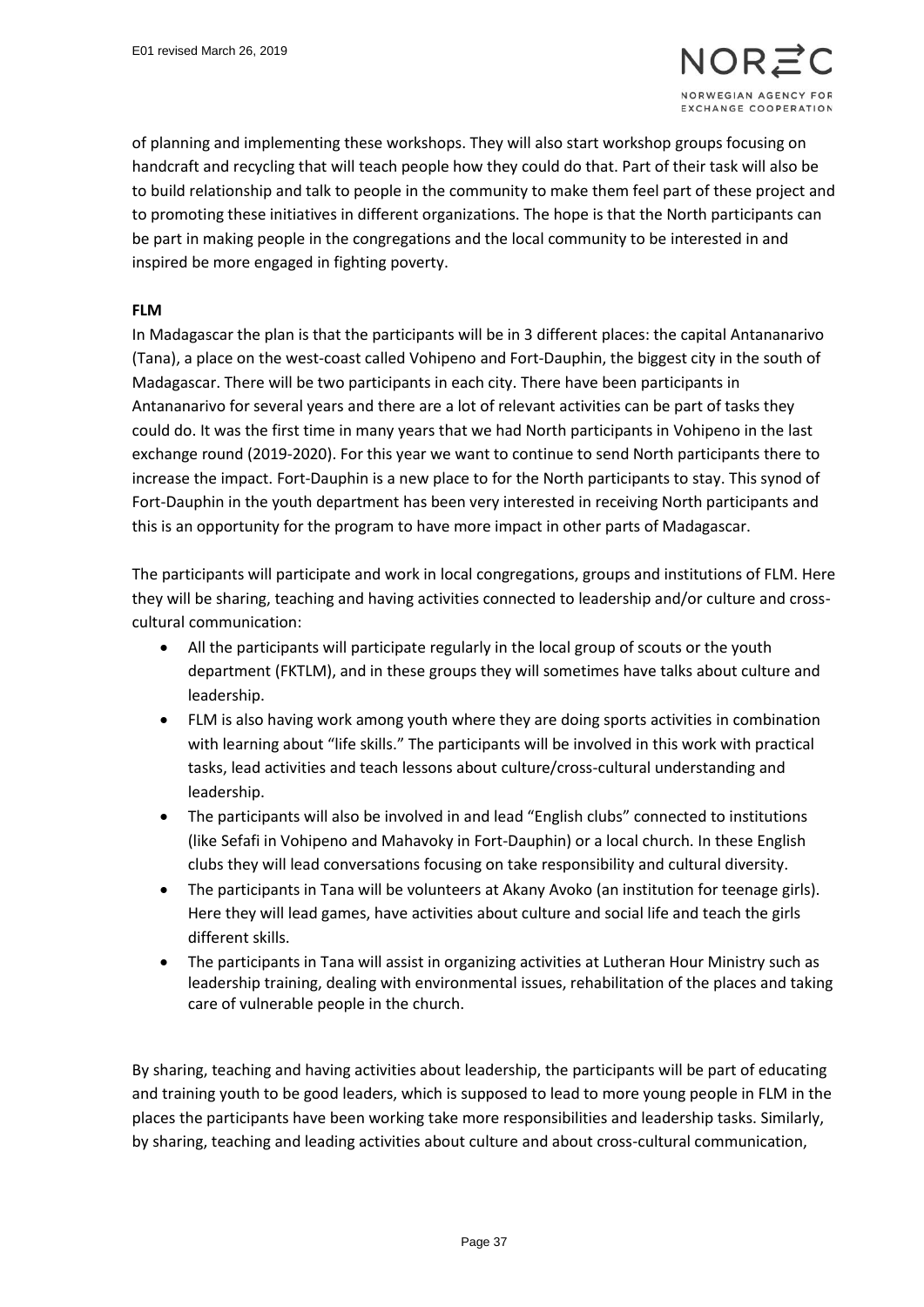of planning and implementing these workshops. They will also start workshop groups focusing on handcraft and recycling that will teach people how they could do that. Part of their task will also be to build relationship and talk to people in the community to make them feel part of these project and to promoting these initiatives in different organizations. The hope is that the North participants can be part in making people in the congregations and the local community to be interested in and inspired be more engaged in fighting poverty.

**FLM**

In Madagascar the plan is that the participants will be in 3 different places: the capital Antananarivo (Tana), a place on the west-coast called Vohipeno and Fort-Dauphin, the biggest city in the south of Madagascar. There will be two participants in each city. There have been participants in Antananarivo for several years and there are a lot of relevant activities can be part of tasks they could do. It was the first time in many years that we had North participants in Vohipeno in the last exchange round (2019-2020). For this year we want to continue to send North participants there to increase the impact. Fort-Dauphin is a new place to for the North participants to stay. This synod of Fort-Dauphin in the youth department has been very interested in receiving North participants and this is an opportunity for the program to have more impact in other parts of Madagascar.

The participants will participate and work in local congregations, groups and institutions of FLM. Here they will be sharing, teaching and having activities connected to leadership and/or culture and cross-cultural communication:

- All the participants will participate regularly in the local group of scouts or the youth department (FKTLM), and in these groups they will sometimes have talks about culture and leadership.
- FLM is also having work among youth where they are doing sports activities in combination with learning about "life skills." The participants will be involved in this work with practical tasks, lead activities and teach lessons about culture/cross-cultural understanding and leadership.
- The participants will also be involved in and lead "English clubs" connected to institutions (like Sefafi in Vohipeno and Mahavoky in Fort-Dauphin) or a local church. In these English clubs they will lead conversations focusing on take responsibility and cultural diversity.
- The participants in Tana will be volunteers at Akany Avoko (an institution for teenage girls). Here they will lead games, have activities about culture and social life and teach the girls different skills.
- The participants in Tana will assist in organizing activities at Lutheran Hour Ministry such as leadership training, dealing with environmental issues, rehabilitation of the places and taking care of vulnerable people in the church.

By sharing, teaching and having activities about leadership, the participants will be part of educating and training youth to be good leaders, which is supposed to lead to more young people in FLM in the places the participants have been working take more responsibilities and leadership tasks. Similarly, by sharing, teaching and leading activities about culture and about cross-cultural communication,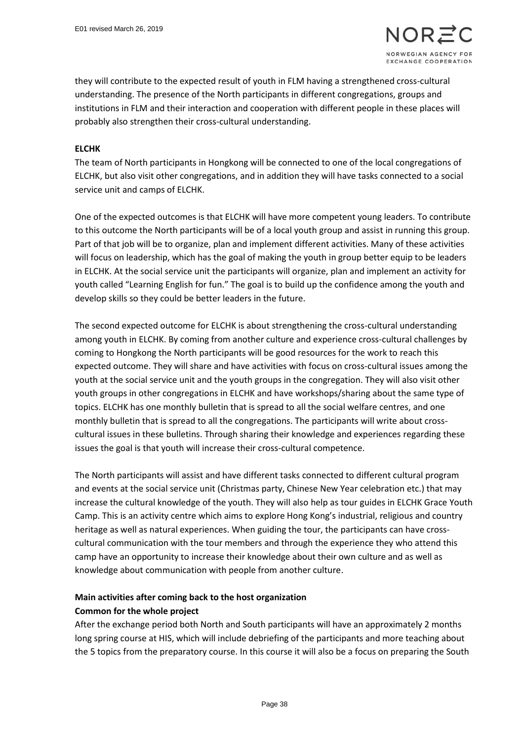they will contribute to the expected result of youth in FLM having a strengthened cross-cultural understanding. The presence of the North participants in different congregations, groups and institutions in FLM and their interaction and cooperation with different people in these places will probably also strengthen their cross-cultural understanding.

**ELCHK**

The team of North participants in Hongkong will be connected to one of the local congregations of ELCHK, but also visit other congregations, and in addition they will have tasks connected to a social service unit and camps of ELCHK.

One of the expected outcomes is that ELCHK will have more competent young leaders. To contribute to this outcome the North participants will be of a local youth group and assist in running this group. Part of that job will be to organize, plan and implement different activities. Many of these activities will focus on leadership, which has the goal of making the youth in group better equip to be leaders in ELCHK. At the social service unit the participants will organize, plan and implement an activity for youth called "Learning English for fun." The goal is to build up the confidence among the youth and develop skills so they could be better leaders in the future.

The second expected outcome for ELCHK is about strengthening the cross-cultural understanding among youth in ELCHK. By coming from another culture and experience cross-cultural challenges by coming to Hongkong the North participants will be good resources for the work to reach this expected outcome. They will share and have activities with focus on cross-cultural issues among the youth at the social service unit and the youth groups in the congregation. They will also visit other youth groups in other congregations in ELCHK and have workshops/sharing about the same type of topics. ELCHK has one monthly bulletin that is spread to all the social welfare centres, and one monthly bulletin that is spread to all the congregations. The participants will write about cross-cultural issues in these bulletins. Through sharing their knowledge and experiences regarding these issues the goal is that youth will increase their cross-cultural competence.

The North participants will assist and have different tasks connected to different cultural program and events at the social service unit (Christmas party, Chinese New Year celebration etc.) that may increase the cultural knowledge of the youth. They will also help as tour guides in ELCHK Grace Youth Camp. This is an activity centre which aims to explore Hong Kong's industrial, religious and country heritage as well as natural experiences. When guiding the tour, the participants can have cross-cultural communication with the tour members and through the experience they who attend this camp have an opportunity to increase their knowledge about their own culture and as well as knowledge about communication with people from another culture.

**Main activities after coming back to the host organization**
**Common for the whole project**

After the exchange period both North and South participants will have an approximately 2 months long spring course at HIS, which will include debriefing of the participants and more teaching about the 5 topics from the preparatory course. In this course it will also be a focus on preparing the South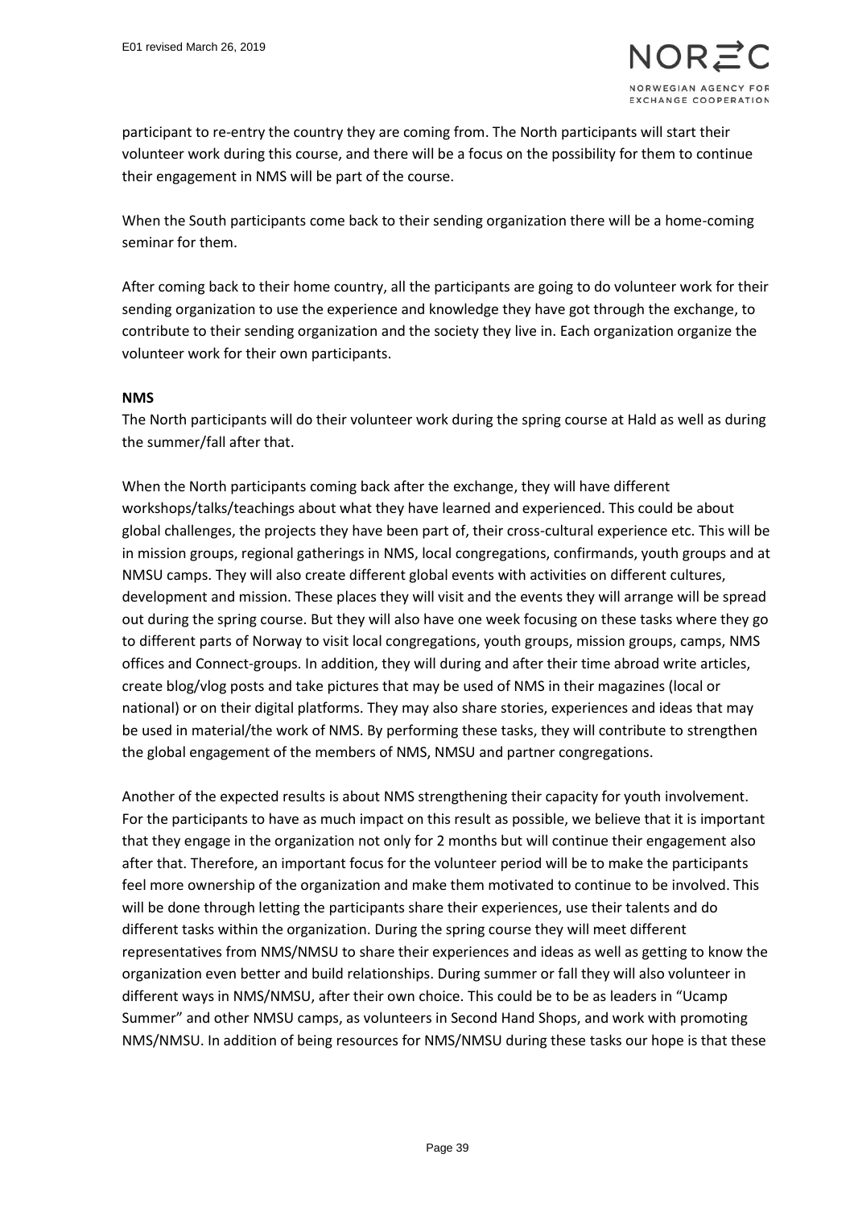participant to re-entry the country they are coming from. The North participants will start their volunteer work during this course, and there will be a focus on the possibility for them to continue their engagement in NMS will be part of the course.

When the South participants come back to their sending organization there will be a home-coming seminar for them.

After coming back to their home country, all the participants are going to do volunteer work for their sending organization to use the experience and knowledge they have got through the exchange, to contribute to their sending organization and the society they live in. Each organization organize the volunteer work for their own participants.

**NMS**

The North participants will do their volunteer work during the spring course at Hald as well as during the summer/fall after that.

When the North participants coming back after the exchange, they will have different workshops/talks/teachings about what they have learned and experienced. This could be about global challenges, the projects they have been part of, their cross-cultural experience etc. This will be in mission groups, regional gatherings in NMS, local congregations, confirmands, youth groups and at NMSU camps. They will also create different global events with activities on different cultures, development and mission. These places they will visit and the events they will arrange will be spread out during the spring course. But they will also have one week focusing on these tasks where they go to different parts of Norway to visit local congregations, youth groups, mission groups, camps, NMS offices and Connect-groups. In addition, they will during and after their time abroad write articles, create blog/vlog posts and take pictures that may be used of NMS in their magazines (local or national) or on their digital platforms. They may also share stories, experiences and ideas that may be used in material/the work of NMS. By performing these tasks, they will contribute to strengthen the global engagement of the members of NMS, NMSU and partner congregations.

Another of the expected results is about NMS strengthening their capacity for youth involvement. For the participants to have as much impact on this result as possible, we believe that it is important that they engage in the organization not only for 2 months but will continue their engagement also after that. Therefore, an important focus for the volunteer period will be to make the participants feel more ownership of the organization and make them motivated to continue to be involved. This will be done through letting the participants share their experiences, use their talents and do different tasks within the organization. During the spring course they will meet different representatives from NMS/NMSU to share their experiences and ideas as well as getting to know the organization even better and build relationships. During summer or fall they will also volunteer in different ways in NMS/NMSU, after their own choice. This could be to be as leaders in "Ucamp Summer" and other NMSU camps, as volunteers in Second Hand Shops, and work with promoting NMS/NMSU. In addition of being resources for NMS/NMSU during these tasks our hope is that these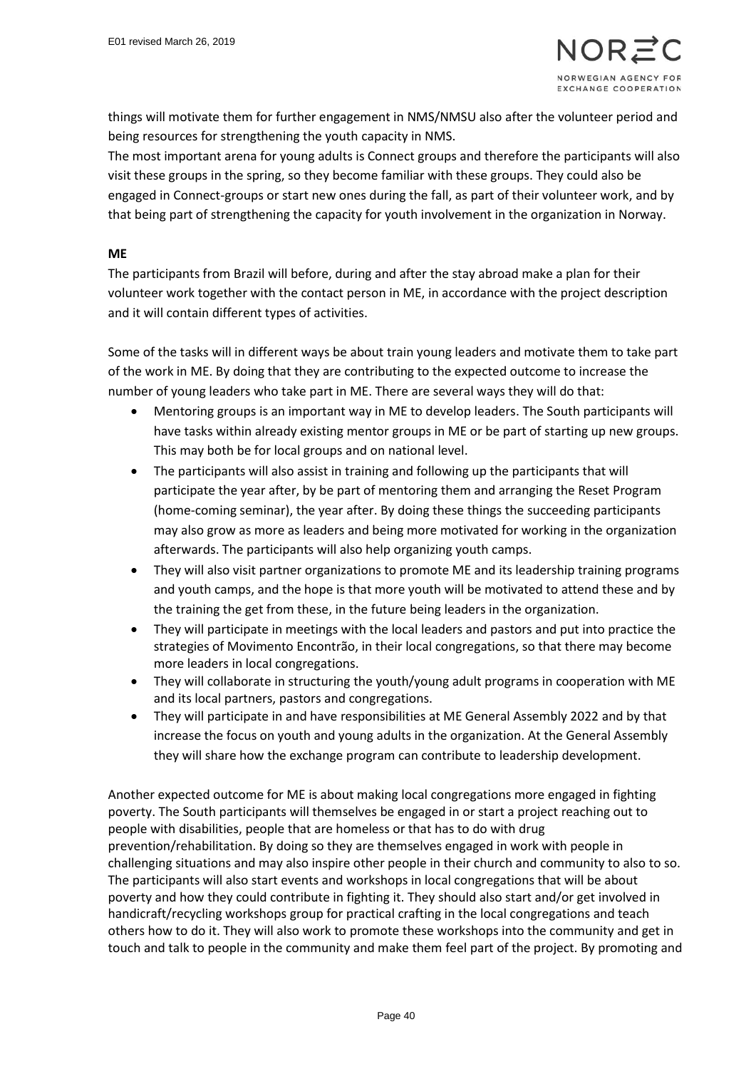things will motivate them for further engagement in NMS/NMSU also after the volunteer period and being resources for strengthening the youth capacity in NMS.
The most important arena for young adults is Connect groups and therefore the participants will also visit these groups in the spring, so they become familiar with these groups. They could also be engaged in Connect-groups or start new ones during the fall, as part of their volunteer work, and by that being part of strengthening the capacity for youth involvement in the organization in Norway.

**ME**

The participants from Brazil will before, during and after the stay abroad make a plan for their volunteer work together with the contact person in ME, in accordance with the project description and it will contain different types of activities.

Some of the tasks will in different ways be about train young leaders and motivate them to take part of the work in ME. By doing that they are contributing to the expected outcome to increase the number of young leaders who take part in ME. There are several ways they will do that:

- Mentoring groups is an important way in ME to develop leaders. The South participants will have tasks within already existing mentor groups in ME or be part of starting up new groups. This may both be for local groups and on national level.
- The participants will also assist in training and following up the participants that will participate the year after, by be part of mentoring them and arranging the Reset Program (home-coming seminar), the year after. By doing these things the succeeding participants may also grow as more as leaders and being more motivated for working in the organization afterwards. The participants will also help organizing youth camps.
- They will also visit partner organizations to promote ME and its leadership training programs and youth camps, and the hope is that more youth will be motivated to attend these and by the training the get from these, in the future being leaders in the organization.
- They will participate in meetings with the local leaders and pastors and put into practice the strategies of Movimento Encontrão, in their local congregations, so that there may become more leaders in local congregations.
- They will collaborate in structuring the youth/young adult programs in cooperation with ME and its local partners, pastors and congregations.
- They will participate in and have responsibilities at ME General Assembly 2022 and by that increase the focus on youth and young adults in the organization. At the General Assembly they will share how the exchange program can contribute to leadership development.

Another expected outcome for ME is about making local congregations more engaged in fighting poverty. The South participants will themselves be engaged in or start a project reaching out to people with disabilities, people that are homeless or that has to do with drug prevention/rehabilitation. By doing so they are themselves engaged in work with people in challenging situations and may also inspire other people in their church and community to also to so. The participants will also start events and workshops in local congregations that will be about poverty and how they could contribute in fighting it. They should also start and/or get involved in handicraft/recycling workshops group for practical crafting in the local congregations and teach others how to do it. They will also work to promote these workshops into the community and get in touch and talk to people in the community and make them feel part of the project. By promoting and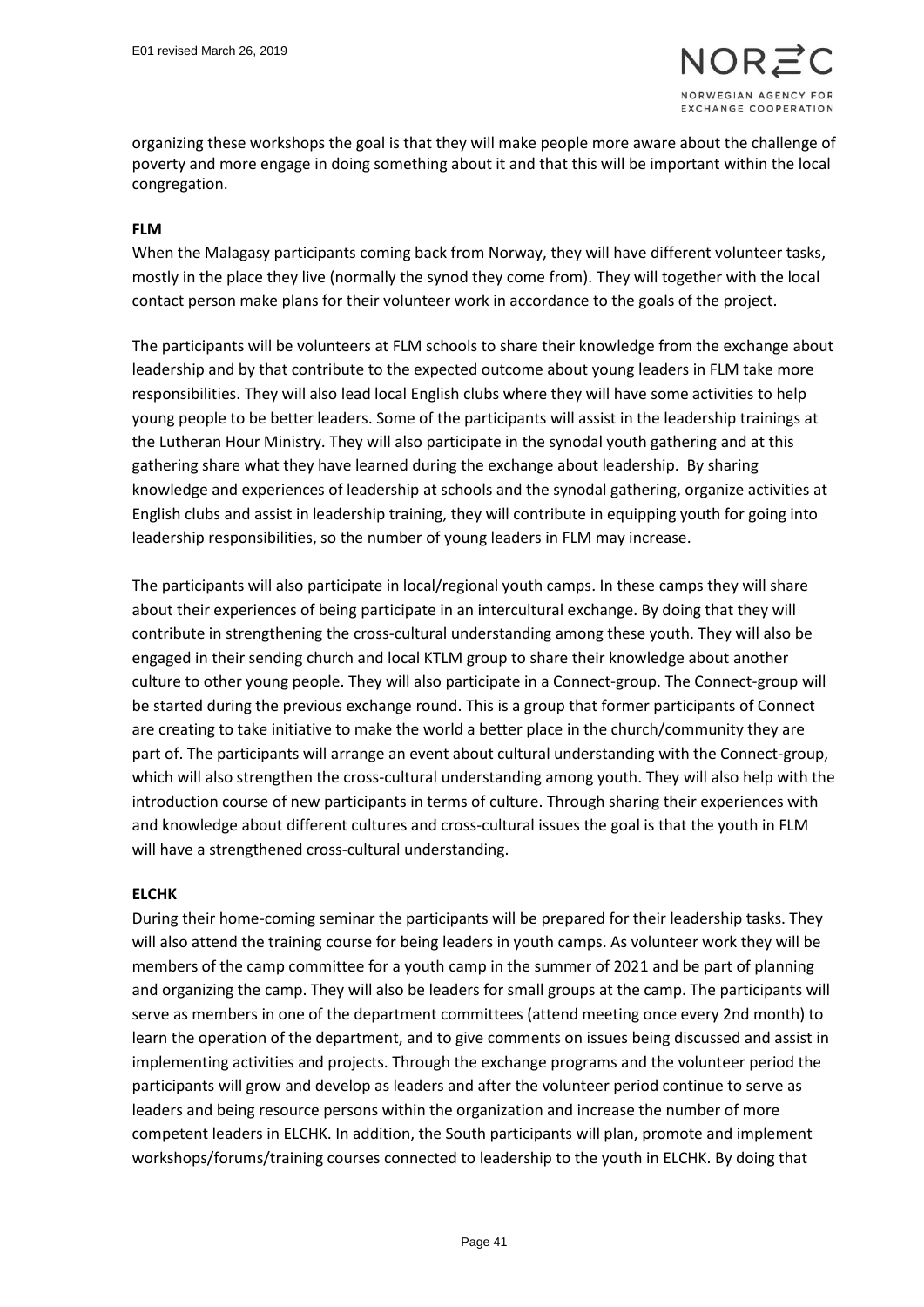organizing these workshops the goal is that they will make people more aware about the challenge of poverty and more engage in doing something about it and that this will be important within the local congregation.

**FLM**

When the Malagasy participants coming back from Norway, they will have different volunteer tasks, mostly in the place they live (normally the synod they come from). They will together with the local contact person make plans for their volunteer work in accordance to the goals of the project.

The participants will be volunteers at FLM schools to share their knowledge from the exchange about leadership and by that contribute to the expected outcome about young leaders in FLM take more responsibilities. They will also lead local English clubs where they will have some activities to help young people to be better leaders. Some of the participants will assist in the leadership trainings at the Lutheran Hour Ministry. They will also participate in the synodal youth gathering and at this gathering share what they have learned during the exchange about leadership. By sharing knowledge and experiences of leadership at schools and the synodal gathering, organize activities at English clubs and assist in leadership training, they will contribute in equipping youth for going into leadership responsibilities, so the number of young leaders in FLM may increase.

The participants will also participate in local/regional youth camps. In these camps they will share about their experiences of being participate in an intercultural exchange. By doing that they will contribute in strengthening the cross-cultural understanding among these youth. They will also be engaged in their sending church and local KTLM group to share their knowledge about another culture to other young people. They will also participate in a Connect-group. The Connect-group will be started during the previous exchange round. This is a group that former participants of Connect are creating to take initiative to make the world a better place in the church/community they are part of. The participants will arrange an event about cultural understanding with the Connect-group, which will also strengthen the cross-cultural understanding among youth. They will also help with the introduction course of new participants in terms of culture. Through sharing their experiences with and knowledge about different cultures and cross-cultural issues the goal is that the youth in FLM will have a strengthened cross-cultural understanding.

**ELCHK**

During their home-coming seminar the participants will be prepared for their leadership tasks. They will also attend the training course for being leaders in youth camps. As volunteer work they will be members of the camp committee for a youth camp in the summer of 2021 and be part of planning and organizing the camp. They will also be leaders for small groups at the camp. The participants will serve as members in one of the department committees (attend meeting once every 2nd month) to learn the operation of the department, and to give comments on issues being discussed and assist in implementing activities and projects. Through the exchange programs and the volunteer period the participants will grow and develop as leaders and after the volunteer period continue to serve as leaders and being resource persons within the organization and increase the number of more competent leaders in ELCHK. In addition, the South participants will plan, promote and implement workshops/forums/training courses connected to leadership to the youth in ELCHK. By doing that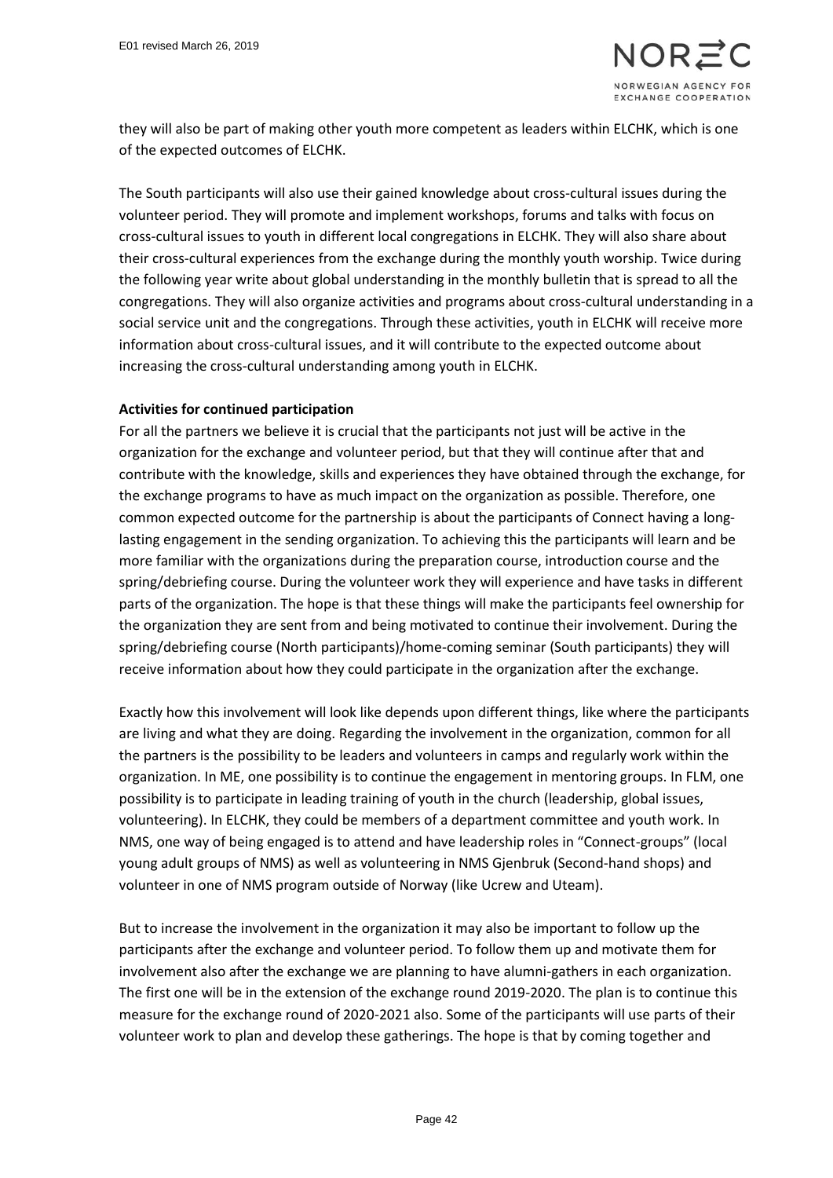they will also be part of making other youth more competent as leaders within ELCHK, which is one of the expected outcomes of ELCHK.

The South participants will also use their gained knowledge about cross-cultural issues during the volunteer period. They will promote and implement workshops, forums and talks with focus on cross-cultural issues to youth in different local congregations in ELCHK. They will also share about their cross-cultural experiences from the exchange during the monthly youth worship. Twice during the following year write about global understanding in the monthly bulletin that is spread to all the congregations. They will also organize activities and programs about cross-cultural understanding in a social service unit and the congregations. Through these activities, youth in ELCHK will receive more information about cross-cultural issues, and it will contribute to the expected outcome about increasing the cross-cultural understanding among youth in ELCHK.

**Activities for continued participation**

For all the partners we believe it is crucial that the participants not just will be active in the organization for the exchange and volunteer period, but that they will continue after that and contribute with the knowledge, skills and experiences they have obtained through the exchange, for the exchange programs to have as much impact on the organization as possible. Therefore, one common expected outcome for the partnership is about the participants of Connect having a long-lasting engagement in the sending organization. To achieving this the participants will learn and be more familiar with the organizations during the preparation course, introduction course and the spring/debriefing course. During the volunteer work they will experience and have tasks in different parts of the organization. The hope is that these things will make the participants feel ownership for the organization they are sent from and being motivated to continue their involvement. During the spring/debriefing course (North participants)/home-coming seminar (South participants) they will receive information about how they could participate in the organization after the exchange.

Exactly how this involvement will look like depends upon different things, like where the participants are living and what they are doing. Regarding the involvement in the organization, common for all the partners is the possibility to be leaders and volunteers in camps and regularly work within the organization. In ME, one possibility is to continue the engagement in mentoring groups. In FLM, one possibility is to participate in leading training of youth in the church (leadership, global issues, volunteering). In ELCHK, they could be members of a department committee and youth work. In NMS, one way of being engaged is to attend and have leadership roles in "Connect-groups" (local young adult groups of NMS) as well as volunteering in NMS Gjenbruk (Second-hand shops) and volunteer in one of NMS program outside of Norway (like Ucrew and Uteam).

But to increase the involvement in the organization it may also be important to follow up the participants after the exchange and volunteer period. To follow them up and motivate them for involvement also after the exchange we are planning to have alumni-gathers in each organization. The first one will be in the extension of the exchange round 2019-2020. The plan is to continue this measure for the exchange round of 2020-2021 also. Some of the participants will use parts of their volunteer work to plan and develop these gatherings. The hope is that by coming together and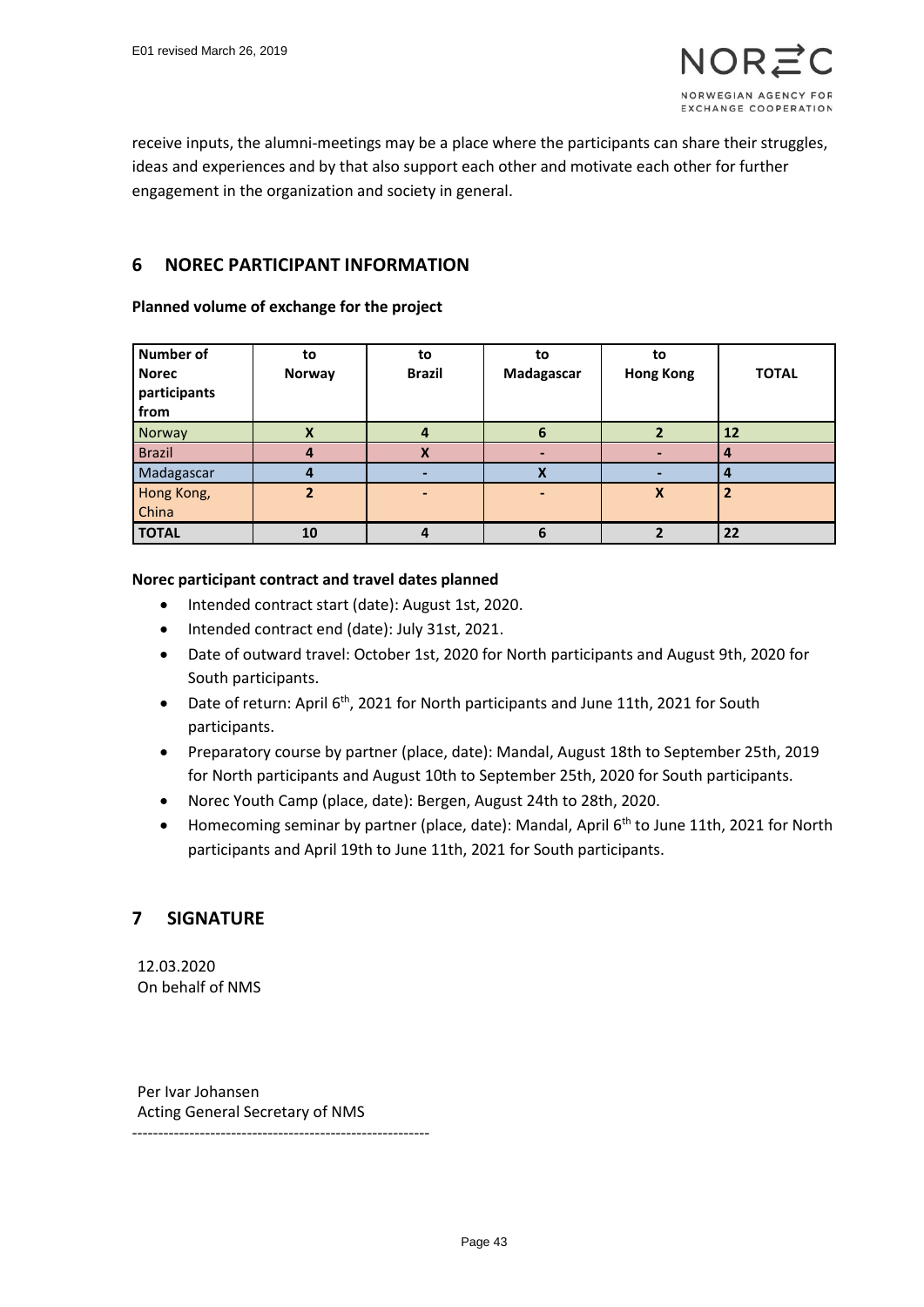receive inputs, the alumni-meetings may be a place where the participants can share their struggles, ideas and experiences and by that also support each other and motivate each other for further engagement in the organization and society in general.

## 6 NOREC PARTICIPANT INFORMATION

**Planned volume of exchange for the project**

| Number of Norec participants from | to Norway | to Brazil | to Madagascar | to Hong Kong | TOTAL |
|---|---|---|---|---|---|
| Norway | X | 4 | 6 | 2 | 12 |
| Brazil | 4 | X | - | - | 4 |
| Madagascar | 4 | - | X | - | 4 |
| Hong Kong, China | 2 | - | - | X | 2 |
| TOTAL | 10 | 4 | 6 | 2 | 22 |

**Norec participant contract and travel dates planned**

- Intended contract start (date): August 1st, 2020.
- Intended contract end (date): July 31st, 2021.
- Date of outward travel: October 1st, 2020 for North participants and August 9th, 2020 for South participants.
- Date of return: April 6th, 2021 for North participants and June 11th, 2021 for South participants.
- Preparatory course by partner (place, date): Mandal, August 18th to September 25th, 2019 for North participants and August 10th to September 25th, 2020 for South participants.
- Norec Youth Camp (place, date): Bergen, August 24th to 28th, 2020.
- Homecoming seminar by partner (place, date): Mandal, April 6th to June 11th, 2021 for North participants and April 19th to June 11th, 2021 for South participants.

## 7 SIGNATURE

12.03.2020
On behalf of NMS

Per Ivar Johansen
Acting General Secretary of NMS

---------------------------------------------------------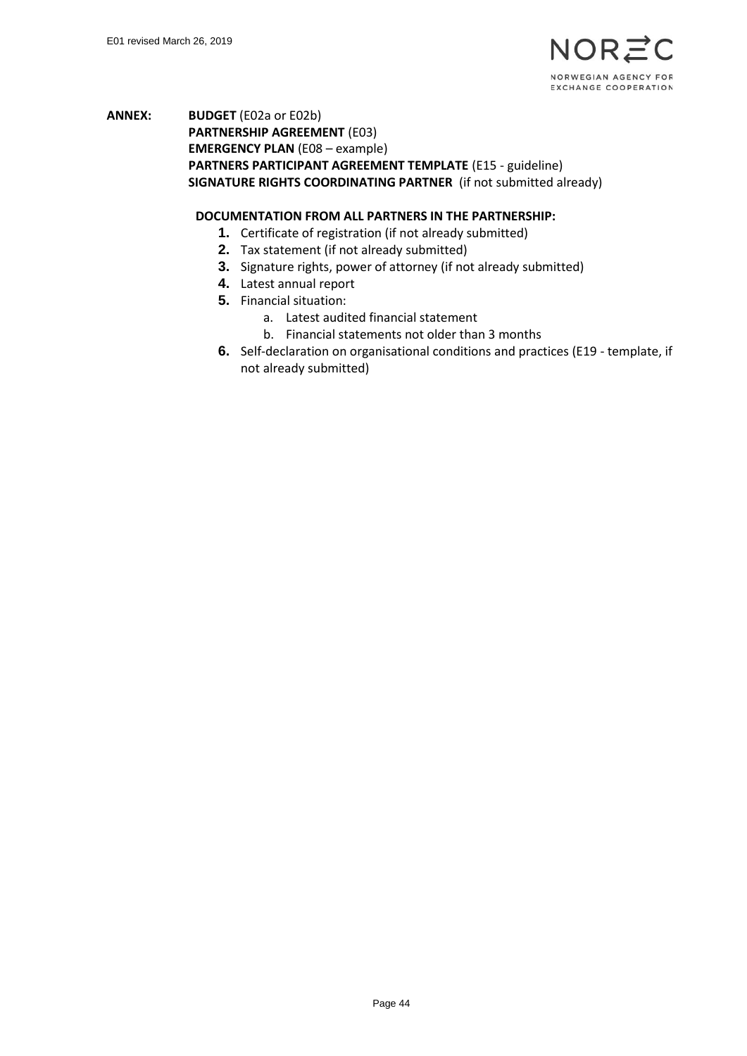**ANNEX:** **BUDGET** (E02a or E02b)
**PARTNERSHIP AGREEMENT** (E03)
**EMERGENCY PLAN** (E08 – example)
**PARTNERS PARTICIPANT AGREEMENT TEMPLATE** (E15 - guideline)
**SIGNATURE RIGHTS COORDINATING PARTNER** (if not submitted already)

**DOCUMENTATION FROM ALL PARTNERS IN THE PARTNERSHIP:**

1. Certificate of registration (if not already submitted)
2. Tax statement (if not already submitted)
3. Signature rights, power of attorney (if not already submitted)
4. Latest annual report
5. Financial situation:
   a. Latest audited financial statement
   b. Financial statements not older than 3 months
6. Self-declaration on organisational conditions and practices (E19 - template, if not already submitted)